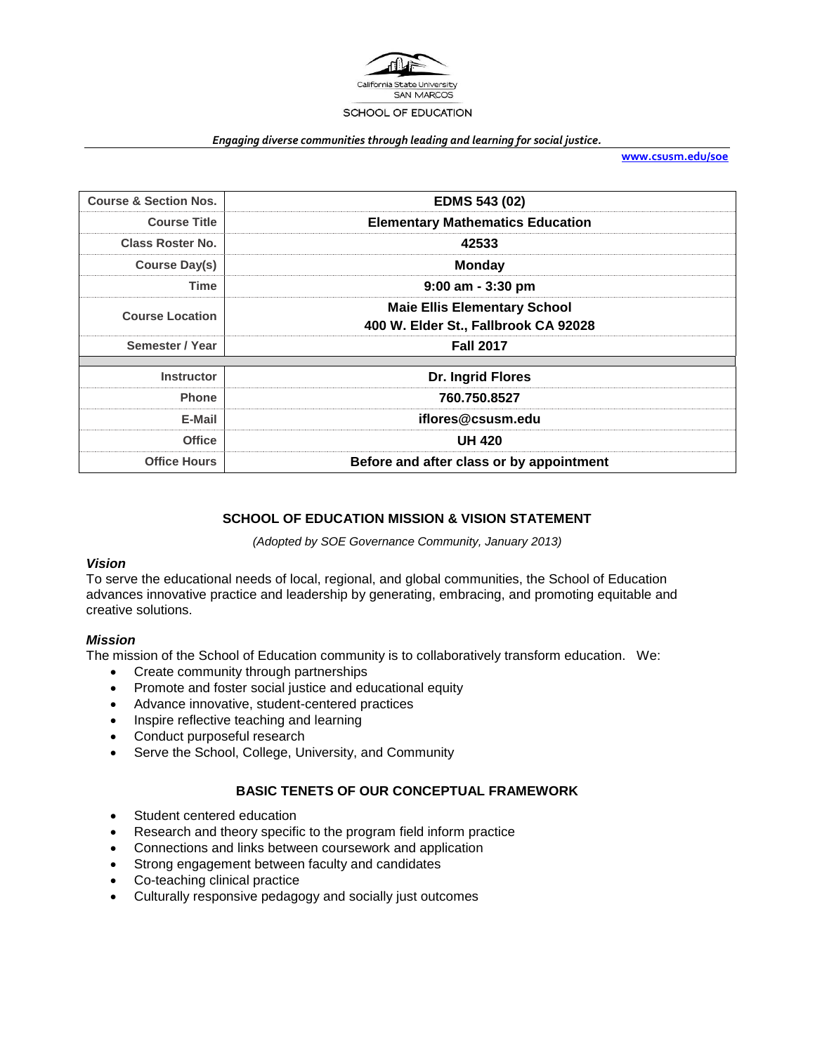California State University SAN MARCOS

SCHOOL OF EDUCATION

*Engaging diverse communities through leading and learning for social justice.*

www.csusm.edu/soe

| Course & Section Nos. | EDMS 543 (02) |
|---|---|
| Course Title | Elementary Mathematics Education |
| Class Roster No. | 42533 |
| Course Day(s) | Monday |
| Time | 9:00 am - 3:30 pm |
| Course Location | Maie Ellis Elementary School<br>400 W. Elder St., Fallbrook CA 92028 |
| Semester / Year | Fall 2017 |
| | |
| Instructor | Dr. Ingrid Flores |
| Phone | 760.750.8527 |
| E-Mail | iflores@csusm.edu |
| Office | UH 420 |
| Office Hours | Before and after class or by appointment |

## SCHOOL OF EDUCATION MISSION & VISION STATEMENT

*(Adopted by SOE Governance Community, January 2013)*

### *Vision*

To serve the educational needs of local, regional, and global communities, the School of Education advances innovative practice and leadership by generating, embracing, and promoting equitable and creative solutions.

### *Mission*

The mission of the School of Education community is to collaboratively transform education. We:

- Create community through partnerships
- Promote and foster social justice and educational equity
- Advance innovative, student-centered practices
- Inspire reflective teaching and learning
- Conduct purposeful research
- Serve the School, College, University, and Community

## BASIC TENETS OF OUR CONCEPTUAL FRAMEWORK

- Student centered education
- Research and theory specific to the program field inform practice
- Connections and links between coursework and application
- Strong engagement between faculty and candidates
- Co-teaching clinical practice
- Culturally responsive pedagogy and socially just outcomes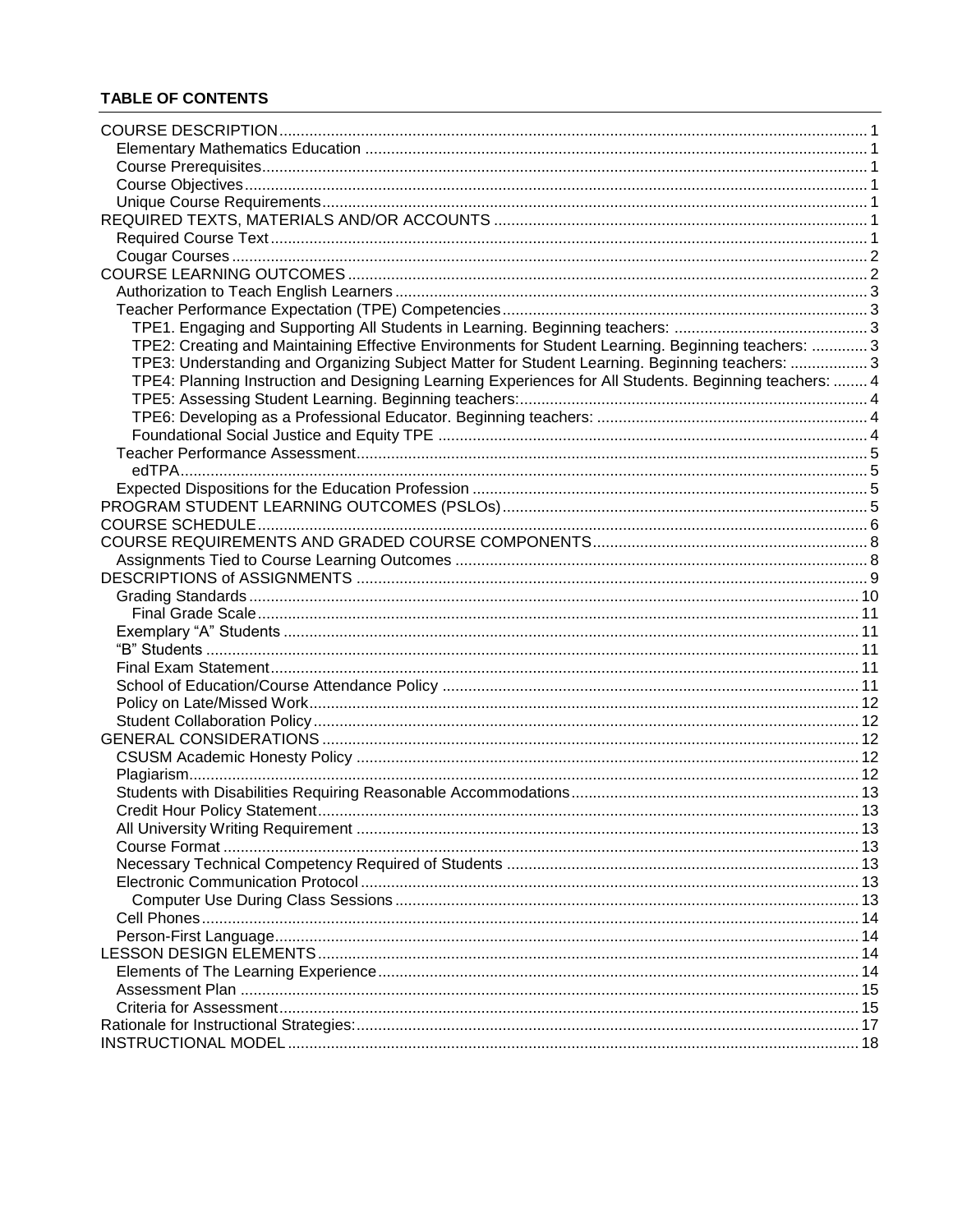**TABLE OF CONTENTS**

- COURSE DESCRIPTION ..... 1
  - Elementary Mathematics Education ..... 1
  - Course Prerequisites ..... 1
  - Course Objectives ..... 1
  - Unique Course Requirements ..... 1
- REQUIRED TEXTS, MATERIALS AND/OR ACCOUNTS ..... 1
  - Required Course Text ..... 1
  - Cougar Courses ..... 2
- COURSE LEARNING OUTCOMES ..... 2
  - Authorization to Teach English Learners ..... 3
  - Teacher Performance Expectation (TPE) Competencies ..... 3
    - TPE1. Engaging and Supporting All Students in Learning. Beginning teachers: ..... 3
    - TPE2: Creating and Maintaining Effective Environments for Student Learning. Beginning teachers: ..... 3
    - TPE3: Understanding and Organizing Subject Matter for Student Learning. Beginning teachers: ..... 3
    - TPE4: Planning Instruction and Designing Learning Experiences for All Students. Beginning teachers: ..... 4
    - TPE5: Assessing Student Learning. Beginning teachers: ..... 4
    - TPE6: Developing as a Professional Educator. Beginning teachers: ..... 4
    - Foundational Social Justice and Equity TPE ..... 4
  - Teacher Performance Assessment ..... 5
    - edTPA ..... 5
  - Expected Dispositions for the Education Profession ..... 5
- PROGRAM STUDENT LEARNING OUTCOMES (PSLOs) ..... 5
- COURSE SCHEDULE ..... 6
- COURSE REQUIREMENTS AND GRADED COURSE COMPONENTS ..... 8
  - Assignments Tied to Course Learning Outcomes ..... 8
- DESCRIPTIONS of ASSIGNMENTS ..... 9
  - Grading Standards ..... 10
    - Final Grade Scale ..... 11
  - Exemplary "A" Students ..... 11
  - "B" Students ..... 11
  - Final Exam Statement ..... 11
  - School of Education/Course Attendance Policy ..... 11
  - Policy on Late/Missed Work ..... 12
  - Student Collaboration Policy ..... 12
- GENERAL CONSIDERATIONS ..... 12
  - CSUSM Academic Honesty Policy ..... 12
  - Plagiarism ..... 12
  - Students with Disabilities Requiring Reasonable Accommodations ..... 13
  - Credit Hour Policy Statement ..... 13
  - All University Writing Requirement ..... 13
  - Course Format ..... 13
  - Necessary Technical Competency Required of Students ..... 13
  - Electronic Communication Protocol ..... 13
    - Computer Use During Class Sessions ..... 13
  - Cell Phones ..... 14
  - Person-First Language ..... 14
- LESSON DESIGN ELEMENTS ..... 14
  - Elements of The Learning Experience ..... 14
  - Assessment Plan ..... 15
  - Criteria for Assessment ..... 15
- Rationale for Instructional Strategies: ..... 17
- INSTRUCTIONAL MODEL ..... 18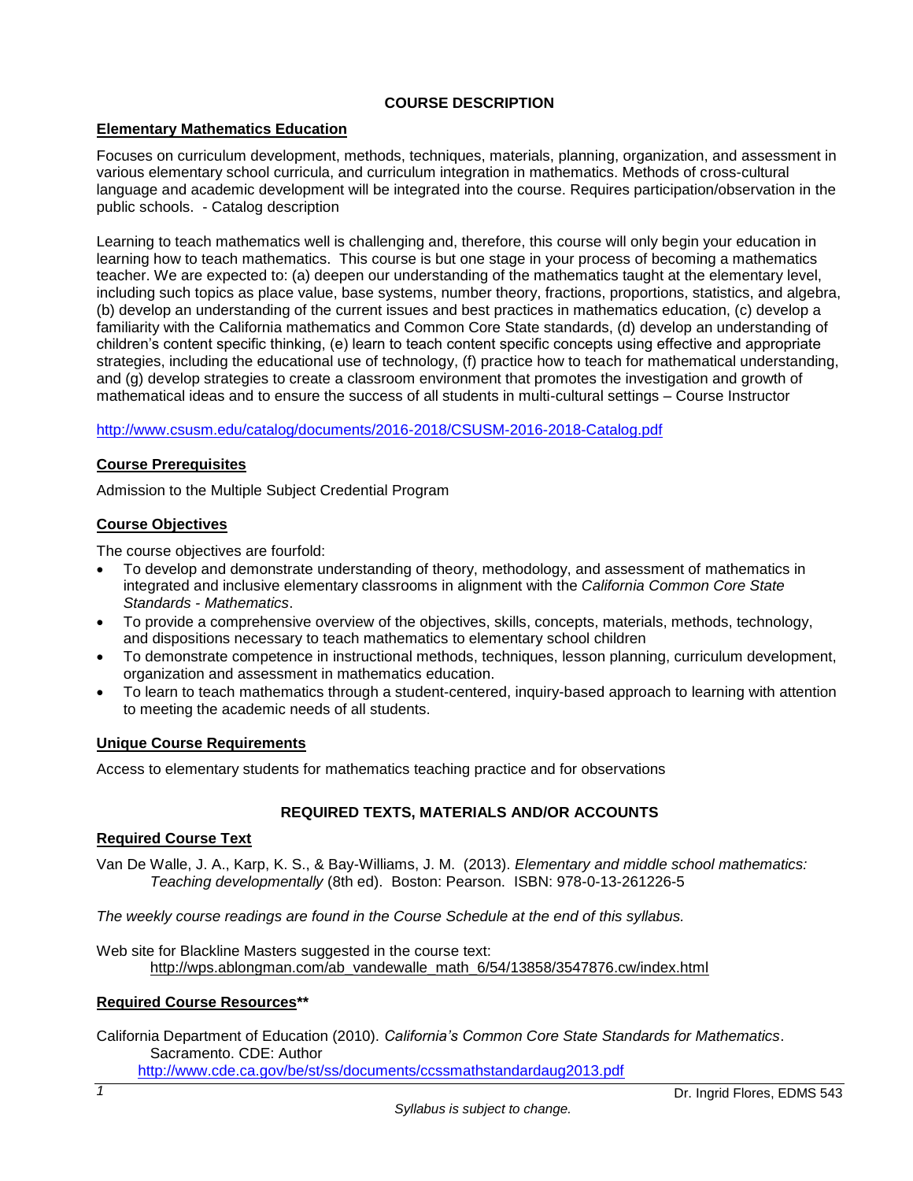# COURSE DESCRIPTION

## Elementary Mathematics Education

Focuses on curriculum development, methods, techniques, materials, planning, organization, and assessment in various elementary school curricula, and curriculum integration in mathematics. Methods of cross-cultural language and academic development will be integrated into the course. Requires participation/observation in the public schools. - Catalog description

Learning to teach mathematics well is challenging and, therefore, this course will only begin your education in learning how to teach mathematics. This course is but one stage in your process of becoming a mathematics teacher. We are expected to: (a) deepen our understanding of the mathematics taught at the elementary level, including such topics as place value, base systems, number theory, fractions, proportions, statistics, and algebra, (b) develop an understanding of the current issues and best practices in mathematics education, (c) develop a familiarity with the California mathematics and Common Core State standards, (d) develop an understanding of children's content specific thinking, (e) learn to teach content specific concepts using effective and appropriate strategies, including the educational use of technology, (f) practice how to teach for mathematical understanding, and (g) develop strategies to create a classroom environment that promotes the investigation and growth of mathematical ideas and to ensure the success of all students in multi-cultural settings – Course Instructor

http://www.csusm.edu/catalog/documents/2016-2018/CSUSM-2016-2018-Catalog.pdf

## Course Prerequisites

Admission to the Multiple Subject Credential Program

## Course Objectives

The course objectives are fourfold:

- To develop and demonstrate understanding of theory, methodology, and assessment of mathematics in integrated and inclusive elementary classrooms in alignment with the *California Common Core State Standards - Mathematics*.
- To provide a comprehensive overview of the objectives, skills, concepts, materials, methods, technology, and dispositions necessary to teach mathematics to elementary school children
- To demonstrate competence in instructional methods, techniques, lesson planning, curriculum development, organization and assessment in mathematics education.
- To learn to teach mathematics through a student-centered, inquiry-based approach to learning with attention to meeting the academic needs of all students.

## Unique Course Requirements

Access to elementary students for mathematics teaching practice and for observations

# REQUIRED TEXTS, MATERIALS AND/OR ACCOUNTS

## Required Course Text

Van De Walle, J. A., Karp, K. S., & Bay-Williams, J. M. (2013). *Elementary and middle school mathematics: Teaching developmentally* (8th ed). Boston: Pearson. ISBN: 978-0-13-261226-5

*The weekly course readings are found in the Course Schedule at the end of this syllabus.*

Web site for Blackline Masters suggested in the course text:
http://wps.ablongman.com/ab_vandewalle_math_6/54/13858/3547876.cw/index.html

## Required Course Resources**

California Department of Education (2010). *California's Common Core State Standards for Mathematics*. Sacramento. CDE: Author
http://www.cde.ca.gov/be/st/ss/documents/ccssmathstandardaug2013.pdf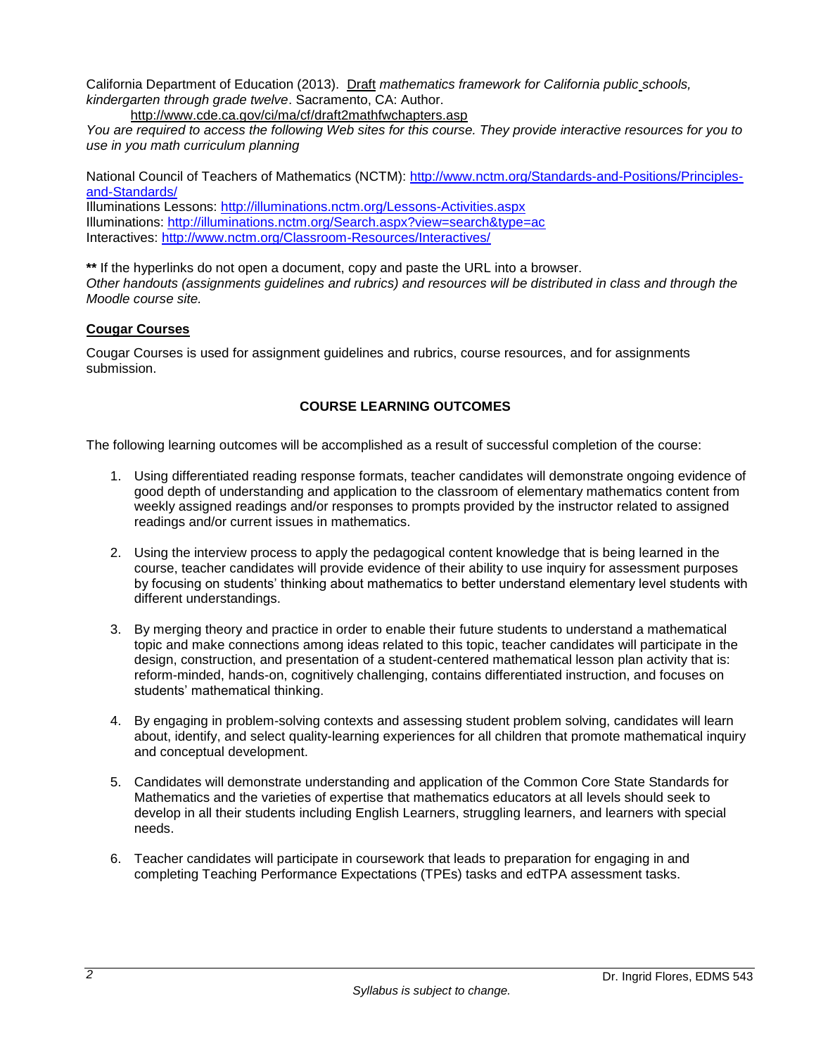California Department of Education (2013). Draft *mathematics framework for California public schools, kindergarten through grade twelve*. Sacramento, CA: Author.

http://www.cde.ca.gov/ci/ma/cf/draft2mathfwchapters.asp

*You are required to access the following Web sites for this course. They provide interactive resources for you to use in you math curriculum planning*

National Council of Teachers of Mathematics (NCTM): http://www.nctm.org/Standards-and-Positions/Principles-and-Standards/

Illuminations Lessons: http://illuminations.nctm.org/Lessons-Activities.aspx

Illuminations: http://illuminations.nctm.org/Search.aspx?view=search&type=ac

Interactives: http://www.nctm.org/Classroom-Resources/Interactives/

**\*\*** If the hyperlinks do not open a document, copy and paste the URL into a browser.

*Other handouts (assignments guidelines and rubrics) and resources will be distributed in class and through the Moodle course site.*

### Cougar Courses

Cougar Courses is used for assignment guidelines and rubrics, course resources, and for assignments submission.

## COURSE LEARNING OUTCOMES

The following learning outcomes will be accomplished as a result of successful completion of the course:

1. Using differentiated reading response formats, teacher candidates will demonstrate ongoing evidence of good depth of understanding and application to the classroom of elementary mathematics content from weekly assigned readings and/or responses to prompts provided by the instructor related to assigned readings and/or current issues in mathematics.
2. Using the interview process to apply the pedagogical content knowledge that is being learned in the course, teacher candidates will provide evidence of their ability to use inquiry for assessment purposes by focusing on students' thinking about mathematics to better understand elementary level students with different understandings.
3. By merging theory and practice in order to enable their future students to understand a mathematical topic and make connections among ideas related to this topic, teacher candidates will participate in the design, construction, and presentation of a student-centered mathematical lesson plan activity that is: reform-minded, hands-on, cognitively challenging, contains differentiated instruction, and focuses on students' mathematical thinking.
4. By engaging in problem-solving contexts and assessing student problem solving, candidates will learn about, identify, and select quality-learning experiences for all children that promote mathematical inquiry and conceptual development.
5. Candidates will demonstrate understanding and application of the Common Core State Standards for Mathematics and the varieties of expertise that mathematics educators at all levels should seek to develop in all their students including English Learners, struggling learners, and learners with special needs.
6. Teacher candidates will participate in coursework that leads to preparation for engaging in and completing Teaching Performance Expectations (TPEs) tasks and edTPA assessment tasks.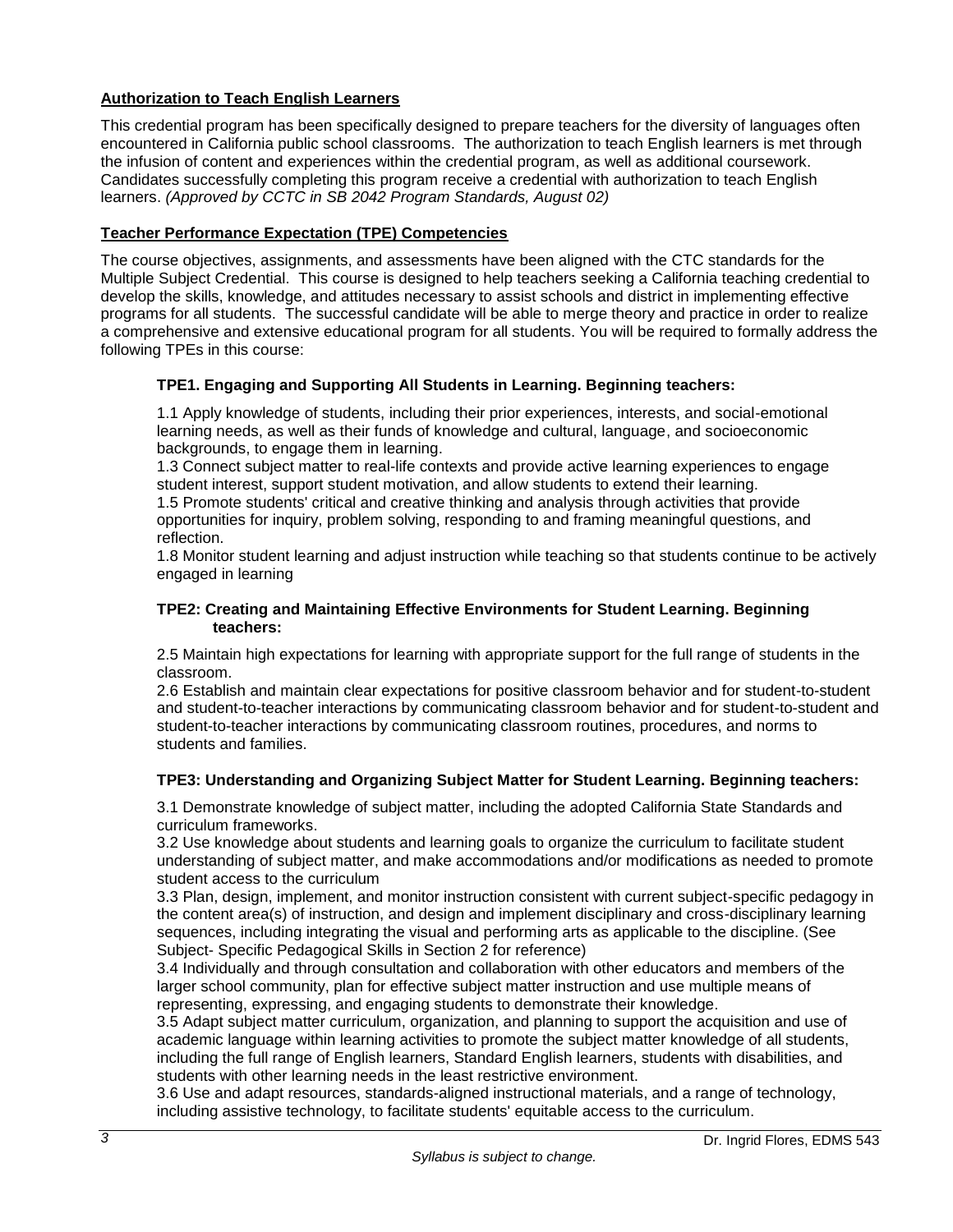**Authorization to Teach English Learners**

This credential program has been specifically designed to prepare teachers for the diversity of languages often encountered in California public school classrooms. The authorization to teach English learners is met through the infusion of content and experiences within the credential program, as well as additional coursework. Candidates successfully completing this program receive a credential with authorization to teach English learners. *(Approved by CCTC in SB 2042 Program Standards, August 02)*

**Teacher Performance Expectation (TPE) Competencies**

The course objectives, assignments, and assessments have been aligned with the CTC standards for the Multiple Subject Credential. This course is designed to help teachers seeking a California teaching credential to develop the skills, knowledge, and attitudes necessary to assist schools and district in implementing effective programs for all students. The successful candidate will be able to merge theory and practice in order to realize a comprehensive and extensive educational program for all students. You will be required to formally address the following TPEs in this course:

**TPE1. Engaging and Supporting All Students in Learning. Beginning teachers:**

1.1 Apply knowledge of students, including their prior experiences, interests, and social-emotional learning needs, as well as their funds of knowledge and cultural, language, and socioeconomic backgrounds, to engage them in learning.
1.3 Connect subject matter to real-life contexts and provide active learning experiences to engage student interest, support student motivation, and allow students to extend their learning.
1.5 Promote students' critical and creative thinking and analysis through activities that provide opportunities for inquiry, problem solving, responding to and framing meaningful questions, and reflection.
1.8 Monitor student learning and adjust instruction while teaching so that students continue to be actively engaged in learning

**TPE2: Creating and Maintaining Effective Environments for Student Learning. Beginning teachers:**

2.5 Maintain high expectations for learning with appropriate support for the full range of students in the classroom.
2.6 Establish and maintain clear expectations for positive classroom behavior and for student-to-student and student-to-teacher interactions by communicating classroom behavior and for student-to-student and student-to-teacher interactions by communicating classroom routines, procedures, and norms to students and families.

**TPE3: Understanding and Organizing Subject Matter for Student Learning. Beginning teachers:**

3.1 Demonstrate knowledge of subject matter, including the adopted California State Standards and curriculum frameworks.
3.2 Use knowledge about students and learning goals to organize the curriculum to facilitate student understanding of subject matter, and make accommodations and/or modifications as needed to promote student access to the curriculum
3.3 Plan, design, implement, and monitor instruction consistent with current subject-specific pedagogy in the content area(s) of instruction, and design and implement disciplinary and cross-disciplinary learning sequences, including integrating the visual and performing arts as applicable to the discipline. (See Subject- Specific Pedagogical Skills in Section 2 for reference)
3.4 Individually and through consultation and collaboration with other educators and members of the larger school community, plan for effective subject matter instruction and use multiple means of representing, expressing, and engaging students to demonstrate their knowledge.
3.5 Adapt subject matter curriculum, organization, and planning to support the acquisition and use of academic language within learning activities to promote the subject matter knowledge of all students, including the full range of English learners, Standard English learners, students with disabilities, and students with other learning needs in the least restrictive environment.
3.6 Use and adapt resources, standards-aligned instructional materials, and a range of technology, including assistive technology, to facilitate students' equitable access to the curriculum.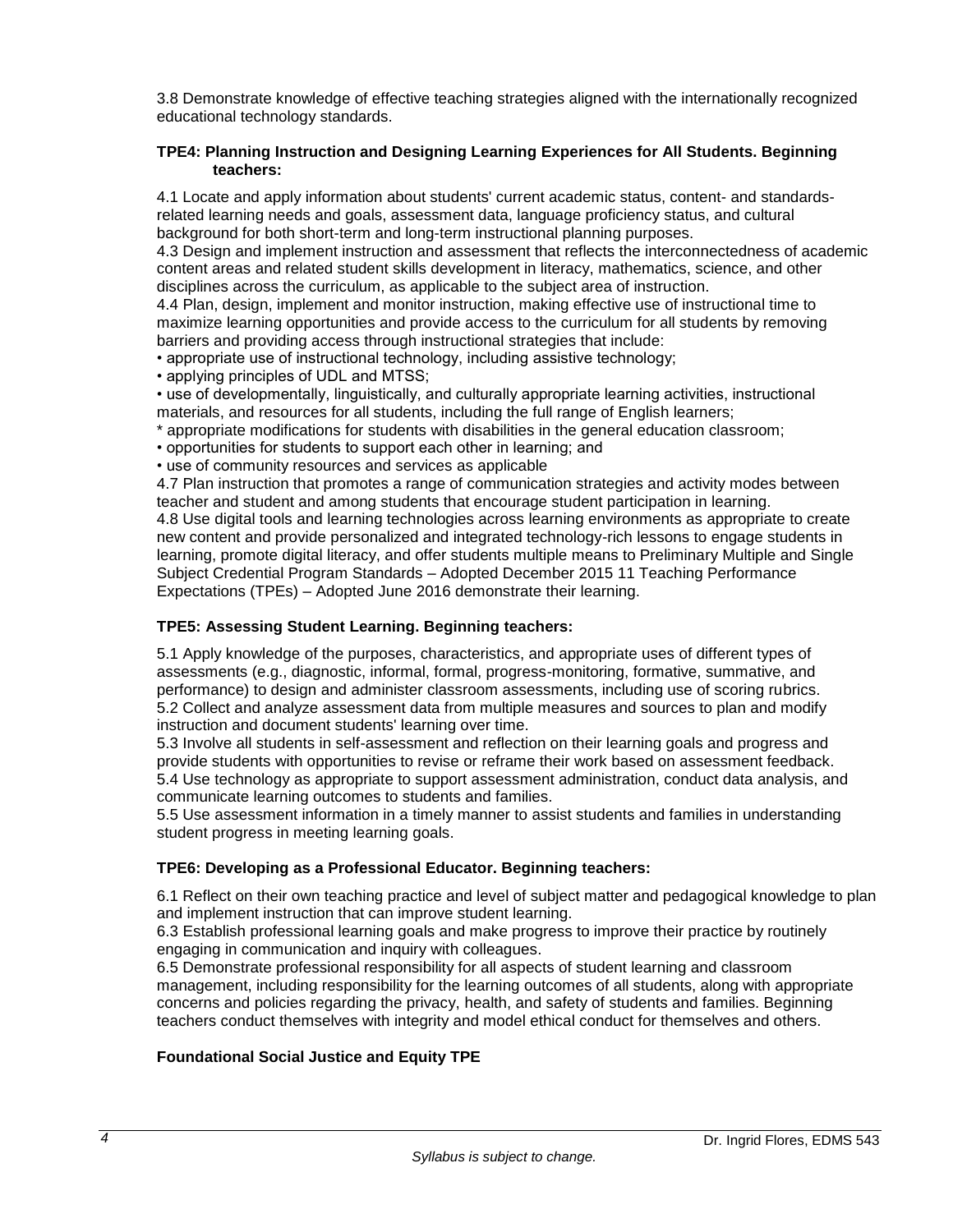3.8 Demonstrate knowledge of effective teaching strategies aligned with the internationally recognized educational technology standards.

**TPE4: Planning Instruction and Designing Learning Experiences for All Students. Beginning teachers:**

4.1 Locate and apply information about students' current academic status, content- and standards-related learning needs and goals, assessment data, language proficiency status, and cultural background for both short-term and long-term instructional planning purposes.
4.3 Design and implement instruction and assessment that reflects the interconnectedness of academic content areas and related student skills development in literacy, mathematics, science, and other disciplines across the curriculum, as applicable to the subject area of instruction.
4.4 Plan, design, implement and monitor instruction, making effective use of instructional time to maximize learning opportunities and provide access to the curriculum for all students by removing barriers and providing access through instructional strategies that include:
• appropriate use of instructional technology, including assistive technology;
• applying principles of UDL and MTSS;
• use of developmentally, linguistically, and culturally appropriate learning activities, instructional materials, and resources for all students, including the full range of English learners;
* appropriate modifications for students with disabilities in the general education classroom;
• opportunities for students to support each other in learning; and
• use of community resources and services as applicable
4.7 Plan instruction that promotes a range of communication strategies and activity modes between teacher and student and among students that encourage student participation in learning.
4.8 Use digital tools and learning technologies across learning environments as appropriate to create new content and provide personalized and integrated technology-rich lessons to engage students in learning, promote digital literacy, and offer students multiple means to Preliminary Multiple and Single Subject Credential Program Standards – Adopted December 2015 11 Teaching Performance Expectations (TPEs) – Adopted June 2016 demonstrate their learning.

**TPE5: Assessing Student Learning. Beginning teachers:**

5.1 Apply knowledge of the purposes, characteristics, and appropriate uses of different types of assessments (e.g., diagnostic, informal, formal, progress-monitoring, formative, summative, and performance) to design and administer classroom assessments, including use of scoring rubrics.
5.2 Collect and analyze assessment data from multiple measures and sources to plan and modify instruction and document students' learning over time.
5.3 Involve all students in self-assessment and reflection on their learning goals and progress and provide students with opportunities to revise or reframe their work based on assessment feedback.
5.4 Use technology as appropriate to support assessment administration, conduct data analysis, and communicate learning outcomes to students and families.
5.5 Use assessment information in a timely manner to assist students and families in understanding student progress in meeting learning goals.

**TPE6: Developing as a Professional Educator. Beginning teachers:**

6.1 Reflect on their own teaching practice and level of subject matter and pedagogical knowledge to plan and implement instruction that can improve student learning.
6.3 Establish professional learning goals and make progress to improve their practice by routinely engaging in communication and inquiry with colleagues.
6.5 Demonstrate professional responsibility for all aspects of student learning and classroom management, including responsibility for the learning outcomes of all students, along with appropriate concerns and policies regarding the privacy, health, and safety of students and families. Beginning teachers conduct themselves with integrity and model ethical conduct for themselves and others.

**Foundational Social Justice and Equity TPE**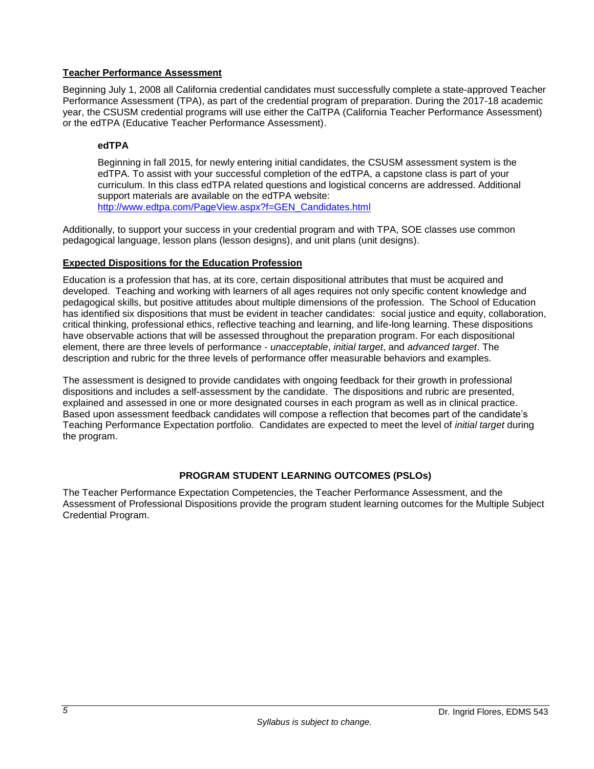## Teacher Performance Assessment

Beginning July 1, 2008 all California credential candidates must successfully complete a state-approved Teacher Performance Assessment (TPA), as part of the credential program of preparation. During the 2017-18 academic year, the CSUSM credential programs will use either the CalTPA (California Teacher Performance Assessment) or the edTPA (Educative Teacher Performance Assessment).

### edTPA

Beginning in fall 2015, for newly entering initial candidates, the CSUSM assessment system is the edTPA. To assist with your successful completion of the edTPA, a capstone class is part of your curriculum. In this class edTPA related questions and logistical concerns are addressed. Additional support materials are available on the edTPA website: [http://www.edtpa.com/PageView.aspx?f=GEN_Candidates.html](http://www.edtpa.com/PageView.aspx?f=GEN_Candidates.html)

Additionally, to support your success in your credential program and with TPA, SOE classes use common pedagogical language, lesson plans (lesson designs), and unit plans (unit designs).

## Expected Dispositions for the Education Profession

Education is a profession that has, at its core, certain dispositional attributes that must be acquired and developed. Teaching and working with learners of all ages requires not only specific content knowledge and pedagogical skills, but positive attitudes about multiple dimensions of the profession. The School of Education has identified six dispositions that must be evident in teacher candidates: social justice and equity, collaboration, critical thinking, professional ethics, reflective teaching and learning, and life-long learning. These dispositions have observable actions that will be assessed throughout the preparation program. For each dispositional element, there are three levels of performance - *unacceptable*, *initial target*, and *advanced target*. The description and rubric for the three levels of performance offer measurable behaviors and examples.

The assessment is designed to provide candidates with ongoing feedback for their growth in professional dispositions and includes a self-assessment by the candidate. The dispositions and rubric are presented, explained and assessed in one or more designated courses in each program as well as in clinical practice. Based upon assessment feedback candidates will compose a reflection that becomes part of the candidate's Teaching Performance Expectation portfolio. Candidates are expected to meet the level of *initial target* during the program.

## PROGRAM STUDENT LEARNING OUTCOMES (PSLOs)

The Teacher Performance Expectation Competencies, the Teacher Performance Assessment, and the Assessment of Professional Dispositions provide the program student learning outcomes for the Multiple Subject Credential Program.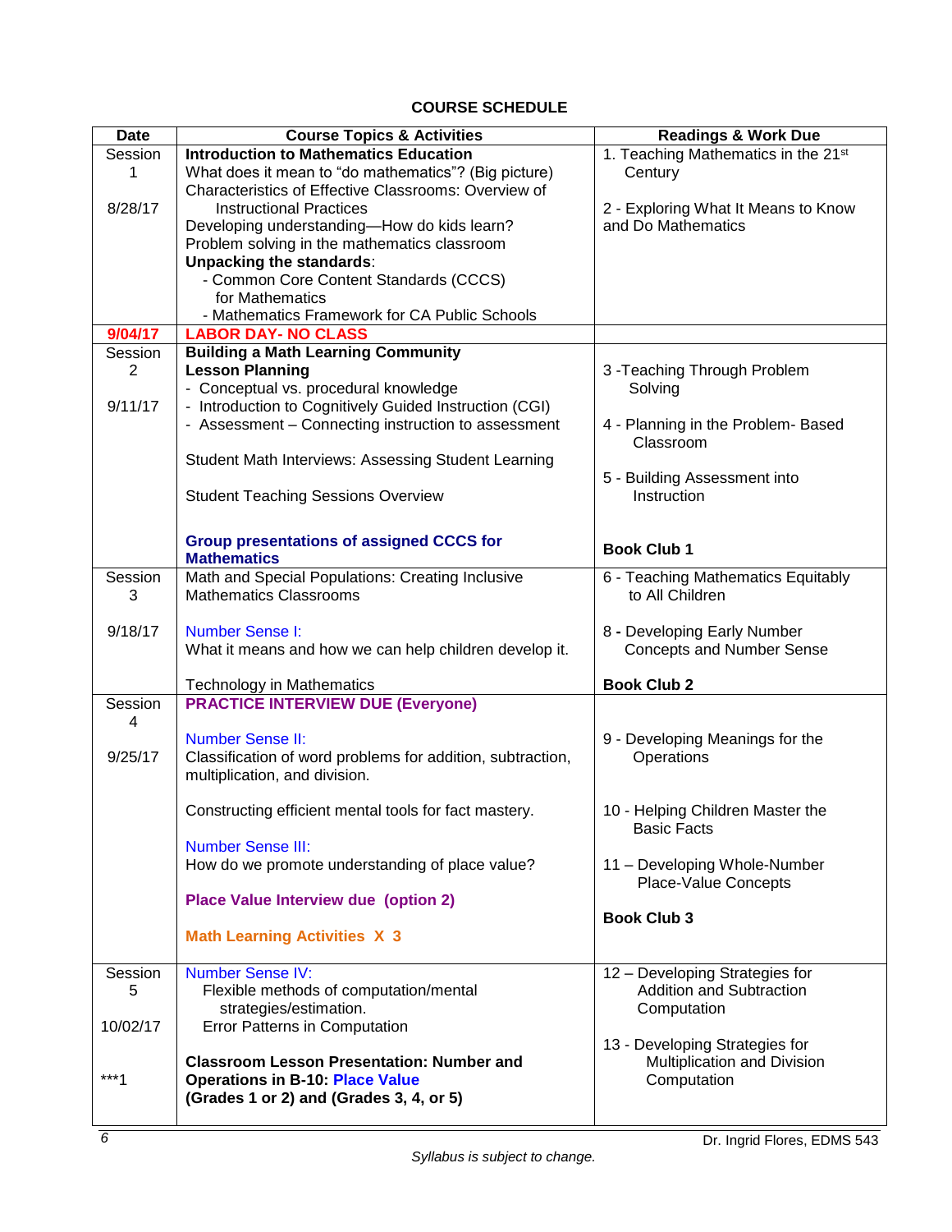## COURSE SCHEDULE

| Date | Course Topics & Activities | Readings & Work Due |
|---|---|---|
| Session 1<br><br>8/28/17 | **Introduction to Mathematics Education**<br>What does it mean to "do mathematics"? (Big picture)<br>Characteristics of Effective Classrooms: Overview of Instructional Practices<br>Developing understanding—How do kids learn?<br>Problem solving in the mathematics classroom<br>**Unpacking the standards**:<br>- Common Core Content Standards (CCCS) for Mathematics<br>- Mathematics Framework for CA Public Schools | 1. Teaching Mathematics in the 21st Century<br><br>2 - Exploring What It Means to Know and Do Mathematics |
| **9/04/17** | **LABOR DAY- NO CLASS** | |
| Session 2<br><br>9/11/17 | **Building a Math Learning Community**<br>**Lesson Planning**<br>- Conceptual vs. procedural knowledge<br>- Introduction to Cognitively Guided Instruction (CGI)<br>- Assessment – Connecting instruction to assessment<br><br>Student Math Interviews: Assessing Student Learning<br><br>Student Teaching Sessions Overview<br><br>**Group presentations of assigned CCCS for Mathematics** | 3 -Teaching Through Problem Solving<br><br>4 - Planning in the Problem- Based Classroom<br><br>5 - Building Assessment into Instruction<br><br>**Book Club 1** |
| Session 3<br><br>9/18/17 | Math and Special Populations: Creating Inclusive Mathematics Classrooms<br><br>Number Sense I:<br>What it means and how we can help children develop it.<br><br>Technology in Mathematics | 6 - Teaching Mathematics Equitably to All Children<br><br>8 - Developing Early Number Concepts and Number Sense<br><br>**Book Club 2** |
| Session 4<br><br>9/25/17 | **PRACTICE INTERVIEW DUE (Everyone)**<br><br>Number Sense II:<br>Classification of word problems for addition, subtraction, multiplication, and division.<br><br>Constructing efficient mental tools for fact mastery.<br><br>Number Sense III:<br>How do we promote understanding of place value?<br><br>**Place Value Interview due (option 2)**<br><br>**Math Learning Activities X 3** | 9 - Developing Meanings for the Operations<br><br>10 - Helping Children Master the Basic Facts<br><br>11 – Developing Whole-Number Place-Value Concepts<br><br>**Book Club 3** |
| Session 5<br><br>10/02/17<br><br>***1 | Number Sense IV:<br>Flexible methods of computation/mental strategies/estimation.<br>Error Patterns in Computation<br><br>**Classroom Lesson Presentation: Number and Operations in B-10: Place Value (Grades 1 or 2) and (Grades 3, 4, or 5)** | 12 – Developing Strategies for Addition and Subtraction Computation<br><br>13 - Developing Strategies for Multiplication and Division Computation |

*Syllabus is subject to change.*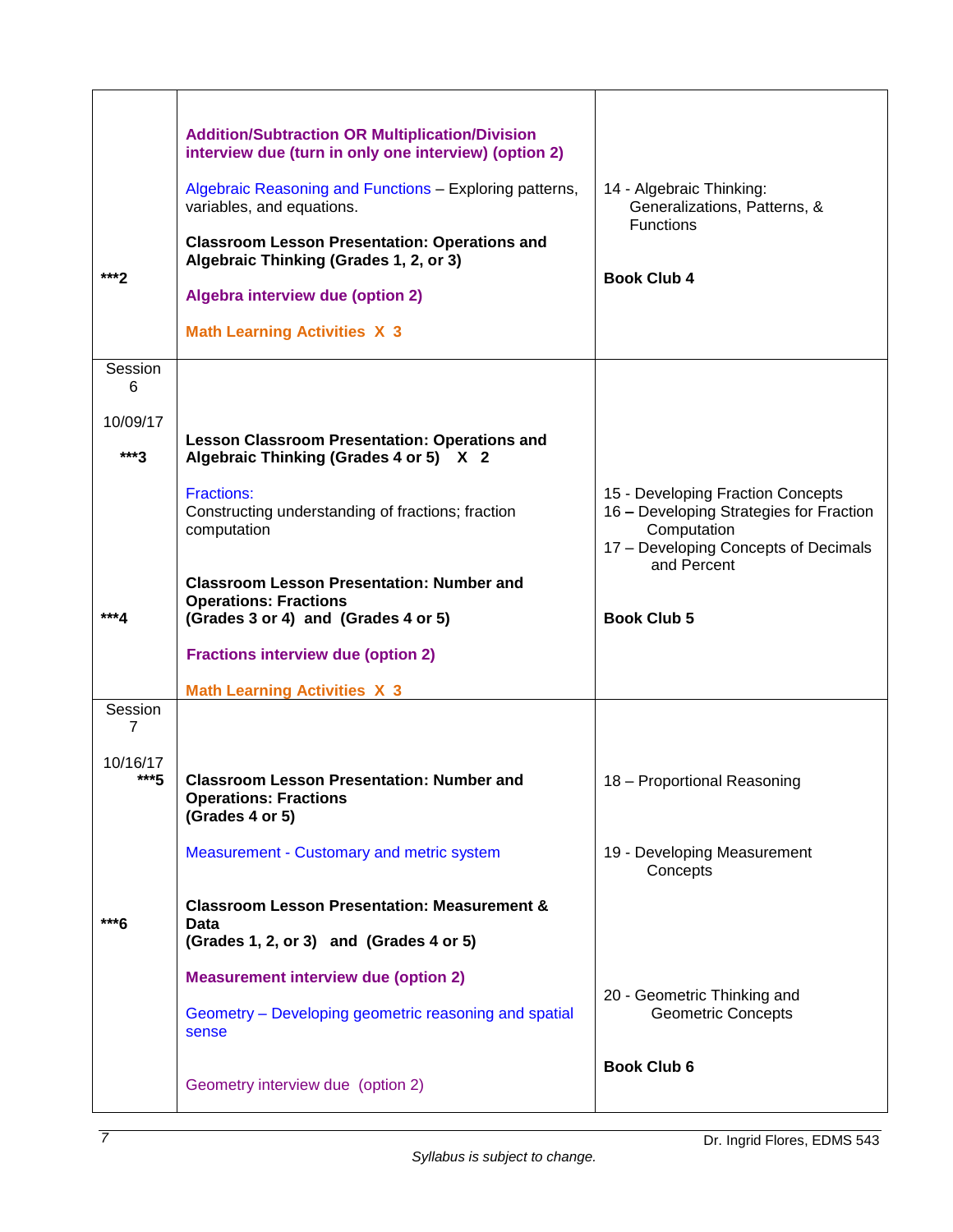| | | |
|---|---|---|
| ***2 | **Addition/Subtraction OR Multiplication/Division interview due (turn in only one interview) (option 2)**<br><br>Algebraic Reasoning and Functions – Exploring patterns, variables, and equations.<br><br>**Classroom Lesson Presentation: Operations and Algebraic Thinking (Grades 1, 2, or 3)**<br><br>**Algebra interview due (option 2)**<br><br>**Math Learning Activities X 3** | 14 - Algebraic Thinking: Generalizations, Patterns, & Functions<br><br>**Book Club 4** |
| Session 6<br><br>10/09/17<br><br>***3<br><br>***4 | **Lesson Classroom Presentation: Operations and Algebraic Thinking (Grades 4 or 5) X 2**<br><br>Fractions:<br>Constructing understanding of fractions; fraction computation<br><br>**Classroom Lesson Presentation: Number and Operations: Fractions (Grades 3 or 4) and (Grades 4 or 5)**<br><br>**Fractions interview due (option 2)**<br><br>**Math Learning Activities X 3** | 15 - Developing Fraction Concepts<br>16 – Developing Strategies for Fraction Computation<br>17 – Developing Concepts of Decimals and Percent<br><br>**Book Club 5** |
| Session 7<br><br>10/16/17<br>***5<br><br>***6 | **Classroom Lesson Presentation: Number and Operations: Fractions (Grades 4 or 5)**<br><br>Measurement - Customary and metric system<br><br>**Classroom Lesson Presentation: Measurement & Data (Grades 1, 2, or 3) and (Grades 4 or 5)**<br><br>**Measurement interview due (option 2)**<br><br>Geometry – Developing geometric reasoning and spatial sense<br><br>Geometry interview due (option 2) | 18 – Proportional Reasoning<br><br>19 - Developing Measurement Concepts<br><br>20 - Geometric Thinking and Geometric Concepts<br><br>**Book Club 6** |

*Syllabus is subject to change.*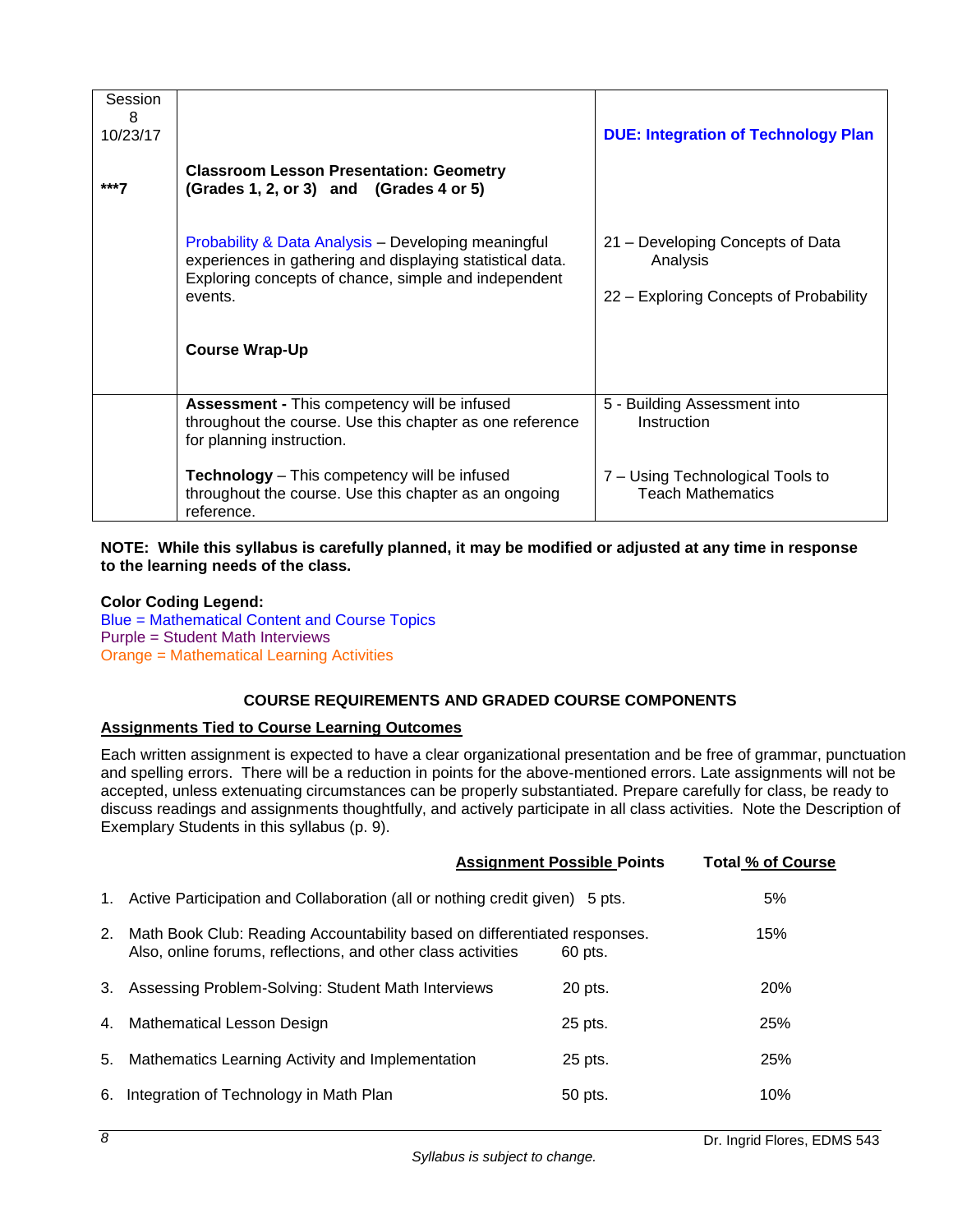| Session 8 10/23/17<br><br>***7 | **Classroom Lesson Presentation: Geometry (Grades 1, 2, or 3) and (Grades 4 or 5)**<br><br>Probability & Data Analysis – Developing meaningful experiences in gathering and displaying statistical data. Exploring concepts of chance, simple and independent events.<br><br>**Course Wrap-Up** | **DUE: Integration of Technology Plan**<br><br>21 – Developing Concepts of Data Analysis<br><br>22 – Exploring Concepts of Probability |
|---|---|---|
| | **Assessment -** This competency will be infused throughout the course. Use this chapter as one reference for planning instruction.<br><br>**Technology** – This competency will be infused throughout the course. Use this chapter as an ongoing reference. | 5 - Building Assessment into Instruction<br><br>7 – Using Technological Tools to Teach Mathematics |

**NOTE: While this syllabus is carefully planned, it may be modified or adjusted at any time in response to the learning needs of the class.**

**Color Coding Legend:**
Blue = Mathematical Content and Course Topics
Purple = Student Math Interviews
Orange = Mathematical Learning Activities

## COURSE REQUIREMENTS AND GRADED COURSE COMPONENTS

### Assignments Tied to Course Learning Outcomes

Each written assignment is expected to have a clear organizational presentation and be free of grammar, punctuation and spelling errors. There will be a reduction in points for the above-mentioned errors. Late assignments will not be accepted, unless extenuating circumstances can be properly substantiated. Prepare carefully for class, be ready to discuss readings and assignments thoughtfully, and actively participate in all class activities. Note the Description of Exemplary Students in this syllabus (p. 9).

| | Assignment Possible Points | Total % of Course |
|---|---|---|
| 1. Active Participation and Collaboration (all or nothing credit given) | 5 pts. | 5% |
| 2. Math Book Club: Reading Accountability based on differentiated responses. Also, online forums, reflections, and other class activities | 60 pts. | 15% |
| 3. Assessing Problem-Solving: Student Math Interviews | 20 pts. | 20% |
| 4. Mathematical Lesson Design | 25 pts. | 25% |
| 5. Mathematics Learning Activity and Implementation | 25 pts. | 25% |
| 6. Integration of Technology in Math Plan | 50 pts. | 10% |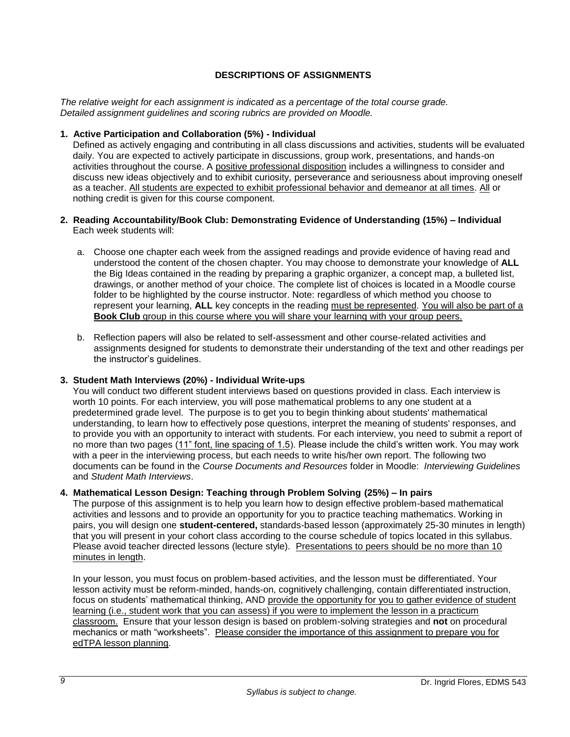## DESCRIPTIONS OF ASSIGNMENTS

*The relative weight for each assignment is indicated as a percentage of the total course grade. Detailed assignment guidelines and scoring rubrics are provided on Moodle.*

**1. Active Participation and Collaboration (5%) - Individual**

Defined as actively engaging and contributing in all class discussions and activities, students will be evaluated daily. You are expected to actively participate in discussions, group work, presentations, and hands-on activities throughout the course. A <u>positive professional disposition</u> includes a willingness to consider and discuss new ideas objectively and to exhibit curiosity, perseverance and seriousness about improving oneself as a teacher. <u>All students are expected to exhibit professional behavior and demeanor at all times</u>. <u>All</u> or nothing credit is given for this course component.

**2. Reading Accountability/Book Club: Demonstrating Evidence of Understanding (15%) – Individual**

Each week students will:

a. Choose one chapter each week from the assigned readings and provide evidence of having read and understood the content of the chosen chapter. You may choose to demonstrate your knowledge of **ALL** the Big Ideas contained in the reading by preparing a graphic organizer, a concept map, a bulleted list, drawings, or another method of your choice. The complete list of choices is located in a Moodle course folder to be highlighted by the course instructor. Note: regardless of which method you choose to represent your learning, **ALL** key concepts in the reading <u>must be represented</u>. <u>You will also be part of a **Book Club** group in this course where you will share your learning with your group peers.</u>

b. Reflection papers will also be related to self-assessment and other course-related activities and assignments designed for students to demonstrate their understanding of the text and other readings per the instructor's guidelines.

**3. Student Math Interviews (20%) - Individual Write-ups**

You will conduct two different student interviews based on questions provided in class. Each interview is worth 10 points. For each interview, you will pose mathematical problems to any one student at a predetermined grade level. The purpose is to get you to begin thinking about students' mathematical understanding, to learn how to effectively pose questions, interpret the meaning of students' responses, and to provide you with an opportunity to interact with students. For each interview, you need to submit a report of no more than two pages (<u>11" font, line spacing of 1.5</u>). Please include the child's written work. You may work with a peer in the interviewing process, but each needs to write his/her own report. The following two documents can be found in the *Course Documents and Resources* folder in Moodle: *Interviewing Guidelines* and *Student Math Interviews*.

**4. Mathematical Lesson Design: Teaching through Problem Solving (25%) – In pairs**

The purpose of this assignment is to help you learn how to design effective problem-based mathematical activities and lessons and to provide an opportunity for you to practice teaching mathematics. Working in pairs, you will design one **student-centered,** standards-based lesson (approximately 25-30 minutes in length) that you will present in your cohort class according to the course schedule of topics located in this syllabus. Please avoid teacher directed lessons (lecture style). <u>Presentations to peers should be no more than 10 minutes in length</u>.

In your lesson, you must focus on problem-based activities, and the lesson must be differentiated. Your lesson activity must be reform-minded, hands-on, cognitively challenging, contain differentiated instruction, focus on students' mathematical thinking, AND <u>provide the opportunity for you to gather evidence of student learning (i.e., student work that you can assess) if you were to implement the lesson in a practicum classroom.</u> Ensure that your lesson design is based on problem-solving strategies and **not** on procedural mechanics or math "worksheets". <u>Please consider the importance of this assignment to prepare you for edTPA lesson planning</u>.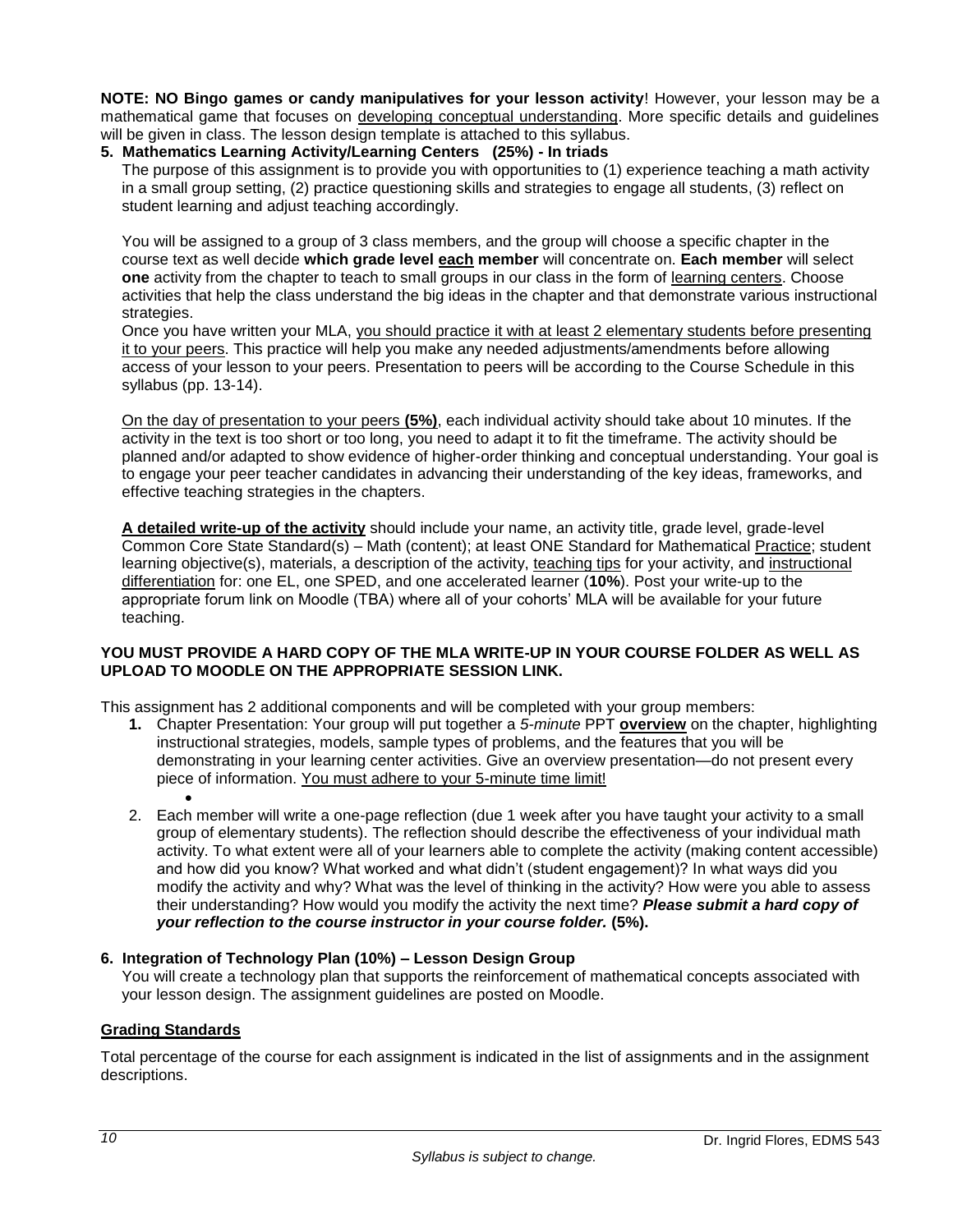**NOTE: NO Bingo games or candy manipulatives for your lesson activity**! However, your lesson may be a mathematical game that focuses on developing conceptual understanding. More specific details and guidelines will be given in class. The lesson design template is attached to this syllabus.

**5. Mathematics Learning Activity/Learning Centers (25%) - In triads**

The purpose of this assignment is to provide you with opportunities to (1) experience teaching a math activity in a small group setting, (2) practice questioning skills and strategies to engage all students, (3) reflect on student learning and adjust teaching accordingly.

You will be assigned to a group of 3 class members, and the group will choose a specific chapter in the course text as well decide **which grade level each member** will concentrate on. **Each member** will select **one** activity from the chapter to teach to small groups in our class in the form of learning centers. Choose activities that help the class understand the big ideas in the chapter and that demonstrate various instructional strategies.

Once you have written your MLA, you should practice it with at least 2 elementary students before presenting it to your peers. This practice will help you make any needed adjustments/amendments before allowing access of your lesson to your peers. Presentation to peers will be according to the Course Schedule in this syllabus (pp. 13-14).

On the day of presentation to your peers **(5%)**, each individual activity should take about 10 minutes. If the activity in the text is too short or too long, you need to adapt it to fit the timeframe. The activity should be planned and/or adapted to show evidence of higher-order thinking and conceptual understanding. Your goal is to engage your peer teacher candidates in advancing their understanding of the key ideas, frameworks, and effective teaching strategies in the chapters.

**A detailed write-up of the activity** should include your name, an activity title, grade level, grade-level Common Core State Standard(s) – Math (content); at least ONE Standard for Mathematical Practice; student learning objective(s), materials, a description of the activity, teaching tips for your activity, and instructional differentiation for: one EL, one SPED, and one accelerated learner (**10%**). Post your write-up to the appropriate forum link on Moodle (TBA) where all of your cohorts' MLA will be available for your future teaching.

**YOU MUST PROVIDE A HARD COPY OF THE MLA WRITE-UP IN YOUR COURSE FOLDER AS WELL AS UPLOAD TO MOODLE ON THE APPROPRIATE SESSION LINK.**

This assignment has 2 additional components and will be completed with your group members:

1. Chapter Presentation: Your group will put together a *5-minute* PPT **overview** on the chapter, highlighting instructional strategies, models, sample types of problems, and the features that you will be demonstrating in your learning center activities. Give an overview presentation—do not present every piece of information. You must adhere to your 5-minute time limit!
2. Each member will write a one-page reflection (due 1 week after you have taught your activity to a small group of elementary students). The reflection should describe the effectiveness of your individual math activity. To what extent were all of your learners able to complete the activity (making content accessible) and how did you know? What worked and what didn't (student engagement)? In what ways did you modify the activity and why? What was the level of thinking in the activity? How were you able to assess their understanding? How would you modify the activity the next time? ***Please submit a hard copy of your reflection to the course instructor in your course folder.*** **(5%).**

**6. Integration of Technology Plan (10%) – Lesson Design Group**

You will create a technology plan that supports the reinforcement of mathematical concepts associated with your lesson design. The assignment guidelines are posted on Moodle.

## Grading Standards

Total percentage of the course for each assignment is indicated in the list of assignments and in the assignment descriptions.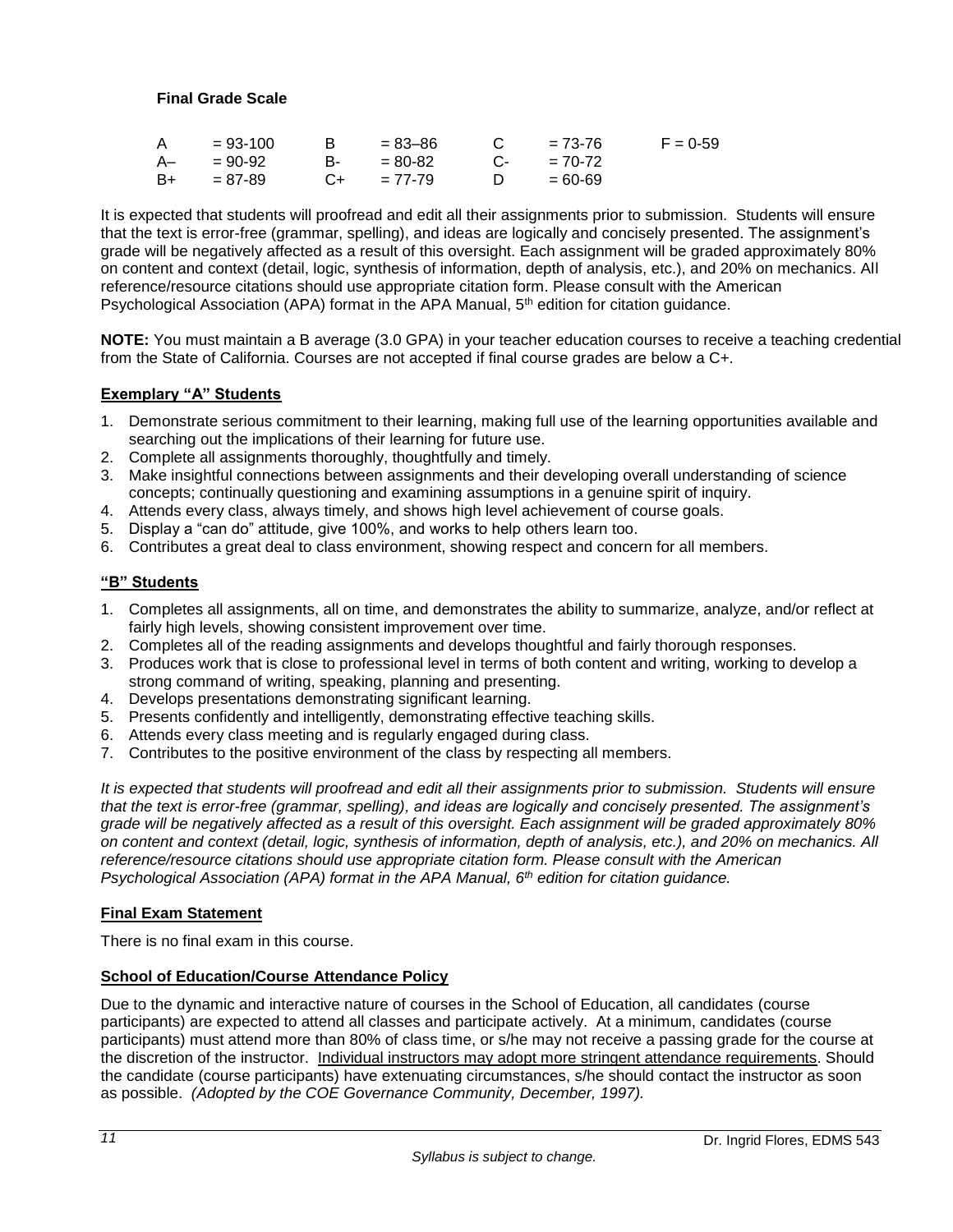**Final Grade Scale**

| | | | | | | |
|---|---|---|---|---|---|---|
| A = 93-100 | B = 83–86 | C = 73-76 | F = 0-59 |
| A– = 90-92 | B- = 80-82 | C- = 70-72 | |
| B+ = 87-89 | C+ = 77-79 | D = 60-69 | |

It is expected that students will proofread and edit all their assignments prior to submission. Students will ensure that the text is error-free (grammar, spelling), and ideas are logically and concisely presented. The assignment's grade will be negatively affected as a result of this oversight. Each assignment will be graded approximately 80% on content and context (detail, logic, synthesis of information, depth of analysis, etc.), and 20% on mechanics. All reference/resource citations should use appropriate citation form. Please consult with the American Psychological Association (APA) format in the APA Manual, 5th edition for citation guidance.

**NOTE:** You must maintain a B average (3.0 GPA) in your teacher education courses to receive a teaching credential from the State of California. Courses are not accepted if final course grades are below a C+.

## Exemplary "A" Students

1. Demonstrate serious commitment to their learning, making full use of the learning opportunities available and searching out the implications of their learning for future use.
2. Complete all assignments thoroughly, thoughtfully and timely.
3. Make insightful connections between assignments and their developing overall understanding of science concepts; continually questioning and examining assumptions in a genuine spirit of inquiry.
4. Attends every class, always timely, and shows high level achievement of course goals.
5. Display a "can do" attitude, give 100%, and works to help others learn too.
6. Contributes a great deal to class environment, showing respect and concern for all members.

## "B" Students

1. Completes all assignments, all on time, and demonstrates the ability to summarize, analyze, and/or reflect at fairly high levels, showing consistent improvement over time.
2. Completes all of the reading assignments and develops thoughtful and fairly thorough responses.
3. Produces work that is close to professional level in terms of both content and writing, working to develop a strong command of writing, speaking, planning and presenting.
4. Develops presentations demonstrating significant learning.
5. Presents confidently and intelligently, demonstrating effective teaching skills.
6. Attends every class meeting and is regularly engaged during class.
7. Contributes to the positive environment of the class by respecting all members.

*It is expected that students will proofread and edit all their assignments prior to submission. Students will ensure that the text is error-free (grammar, spelling), and ideas are logically and concisely presented. The assignment's grade will be negatively affected as a result of this oversight. Each assignment will be graded approximately 80% on content and context (detail, logic, synthesis of information, depth of analysis, etc.), and 20% on mechanics. All reference/resource citations should use appropriate citation form. Please consult with the American Psychological Association (APA) format in the APA Manual, 6th edition for citation guidance.*

## Final Exam Statement

There is no final exam in this course.

## School of Education/Course Attendance Policy

Due to the dynamic and interactive nature of courses in the School of Education, all candidates (course participants) are expected to attend all classes and participate actively. At a minimum, candidates (course participants) must attend more than 80% of class time, or s/he may not receive a passing grade for the course at the discretion of the instructor. Individual instructors may adopt more stringent attendance requirements. Should the candidate (course participants) have extenuating circumstances, s/he should contact the instructor as soon as possible. *(Adopted by the COE Governance Community, December, 1997).*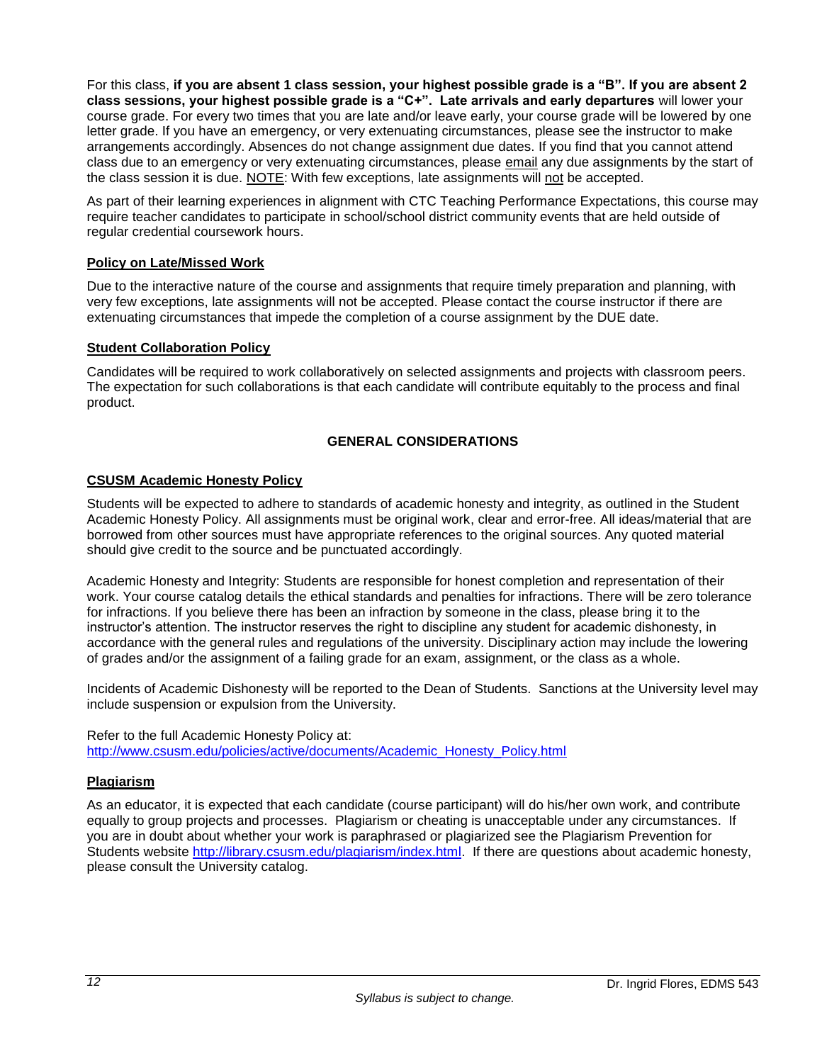For this class, **if you are absent 1 class session, your highest possible grade is a "B". If you are absent 2 class sessions, your highest possible grade is a "C+". Late arrivals and early departures** will lower your course grade. For every two times that you are late and/or leave early, your course grade will be lowered by one letter grade. If you have an emergency, or very extenuating circumstances, please see the instructor to make arrangements accordingly. Absences do not change assignment due dates. If you find that you cannot attend class due to an emergency or very extenuating circumstances, please email any due assignments by the start of the class session it is due. NOTE: With few exceptions, late assignments will not be accepted.

As part of their learning experiences in alignment with CTC Teaching Performance Expectations, this course may require teacher candidates to participate in school/school district community events that are held outside of regular credential coursework hours.

**Policy on Late/Missed Work**

Due to the interactive nature of the course and assignments that require timely preparation and planning, with very few exceptions, late assignments will not be accepted. Please contact the course instructor if there are extenuating circumstances that impede the completion of a course assignment by the DUE date.

**Student Collaboration Policy**

Candidates will be required to work collaboratively on selected assignments and projects with classroom peers. The expectation for such collaborations is that each candidate will contribute equitably to the process and final product.

## GENERAL CONSIDERATIONS

**CSUSM Academic Honesty Policy**

Students will be expected to adhere to standards of academic honesty and integrity, as outlined in the Student Academic Honesty Policy. All assignments must be original work, clear and error-free. All ideas/material that are borrowed from other sources must have appropriate references to the original sources. Any quoted material should give credit to the source and be punctuated accordingly.

Academic Honesty and Integrity: Students are responsible for honest completion and representation of their work. Your course catalog details the ethical standards and penalties for infractions. There will be zero tolerance for infractions. If you believe there has been an infraction by someone in the class, please bring it to the instructor's attention. The instructor reserves the right to discipline any student for academic dishonesty, in accordance with the general rules and regulations of the university. Disciplinary action may include the lowering of grades and/or the assignment of a failing grade for an exam, assignment, or the class as a whole.

Incidents of Academic Dishonesty will be reported to the Dean of Students. Sanctions at the University level may include suspension or expulsion from the University.

Refer to the full Academic Honesty Policy at:
http://www.csusm.edu/policies/active/documents/Academic_Honesty_Policy.html

**Plagiarism**

As an educator, it is expected that each candidate (course participant) will do his/her own work, and contribute equally to group projects and processes. Plagiarism or cheating is unacceptable under any circumstances. If you are in doubt about whether your work is paraphrased or plagiarized see the Plagiarism Prevention for Students website http://library.csusm.edu/plagiarism/index.html. If there are questions about academic honesty, please consult the University catalog.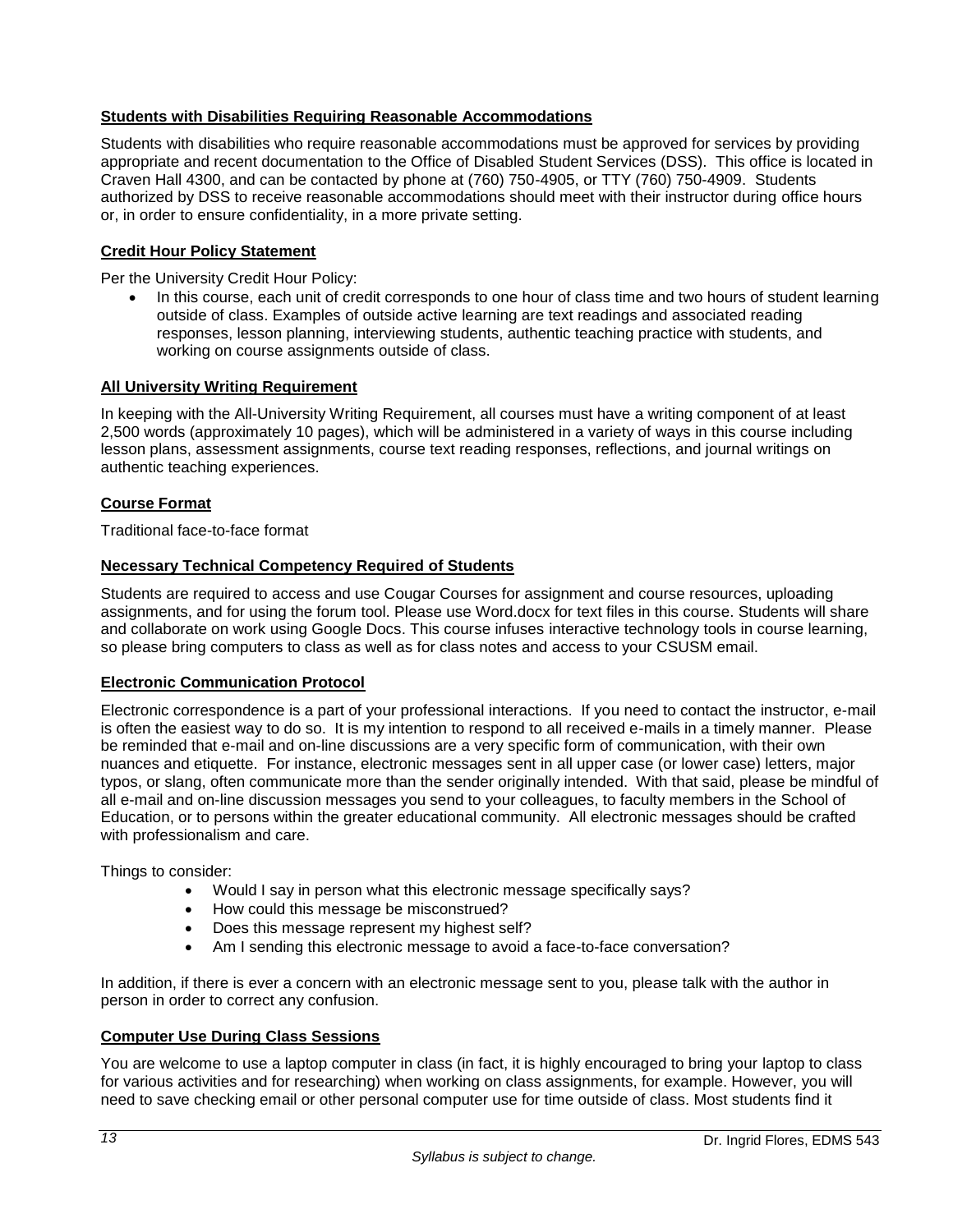### Students with Disabilities Requiring Reasonable Accommodations

Students with disabilities who require reasonable accommodations must be approved for services by providing appropriate and recent documentation to the Office of Disabled Student Services (DSS). This office is located in Craven Hall 4300, and can be contacted by phone at (760) 750-4905, or TTY (760) 750-4909. Students authorized by DSS to receive reasonable accommodations should meet with their instructor during office hours or, in order to ensure confidentiality, in a more private setting.

### Credit Hour Policy Statement

Per the University Credit Hour Policy:

- In this course, each unit of credit corresponds to one hour of class time and two hours of student learning outside of class. Examples of outside active learning are text readings and associated reading responses, lesson planning, interviewing students, authentic teaching practice with students, and working on course assignments outside of class.

### All University Writing Requirement

In keeping with the All-University Writing Requirement, all courses must have a writing component of at least 2,500 words (approximately 10 pages), which will be administered in a variety of ways in this course including lesson plans, assessment assignments, course text reading responses, reflections, and journal writings on authentic teaching experiences.

### Course Format

Traditional face-to-face format

### Necessary Technical Competency Required of Students

Students are required to access and use Cougar Courses for assignment and course resources, uploading assignments, and for using the forum tool. Please use Word.docx for text files in this course. Students will share and collaborate on work using Google Docs. This course infuses interactive technology tools in course learning, so please bring computers to class as well as for class notes and access to your CSUSM email.

### Electronic Communication Protocol

Electronic correspondence is a part of your professional interactions. If you need to contact the instructor, e-mail is often the easiest way to do so. It is my intention to respond to all received e-mails in a timely manner. Please be reminded that e-mail and on-line discussions are a very specific form of communication, with their own nuances and etiquette. For instance, electronic messages sent in all upper case (or lower case) letters, major typos, or slang, often communicate more than the sender originally intended. With that said, please be mindful of all e-mail and on-line discussion messages you send to your colleagues, to faculty members in the School of Education, or to persons within the greater educational community. All electronic messages should be crafted with professionalism and care.

Things to consider:

- Would I say in person what this electronic message specifically says?
- How could this message be misconstrued?
- Does this message represent my highest self?
- Am I sending this electronic message to avoid a face-to-face conversation?

In addition, if there is ever a concern with an electronic message sent to you, please talk with the author in person in order to correct any confusion.

### Computer Use During Class Sessions

You are welcome to use a laptop computer in class (in fact, it is highly encouraged to bring your laptop to class for various activities and for researching) when working on class assignments, for example. However, you will need to save checking email or other personal computer use for time outside of class. Most students find it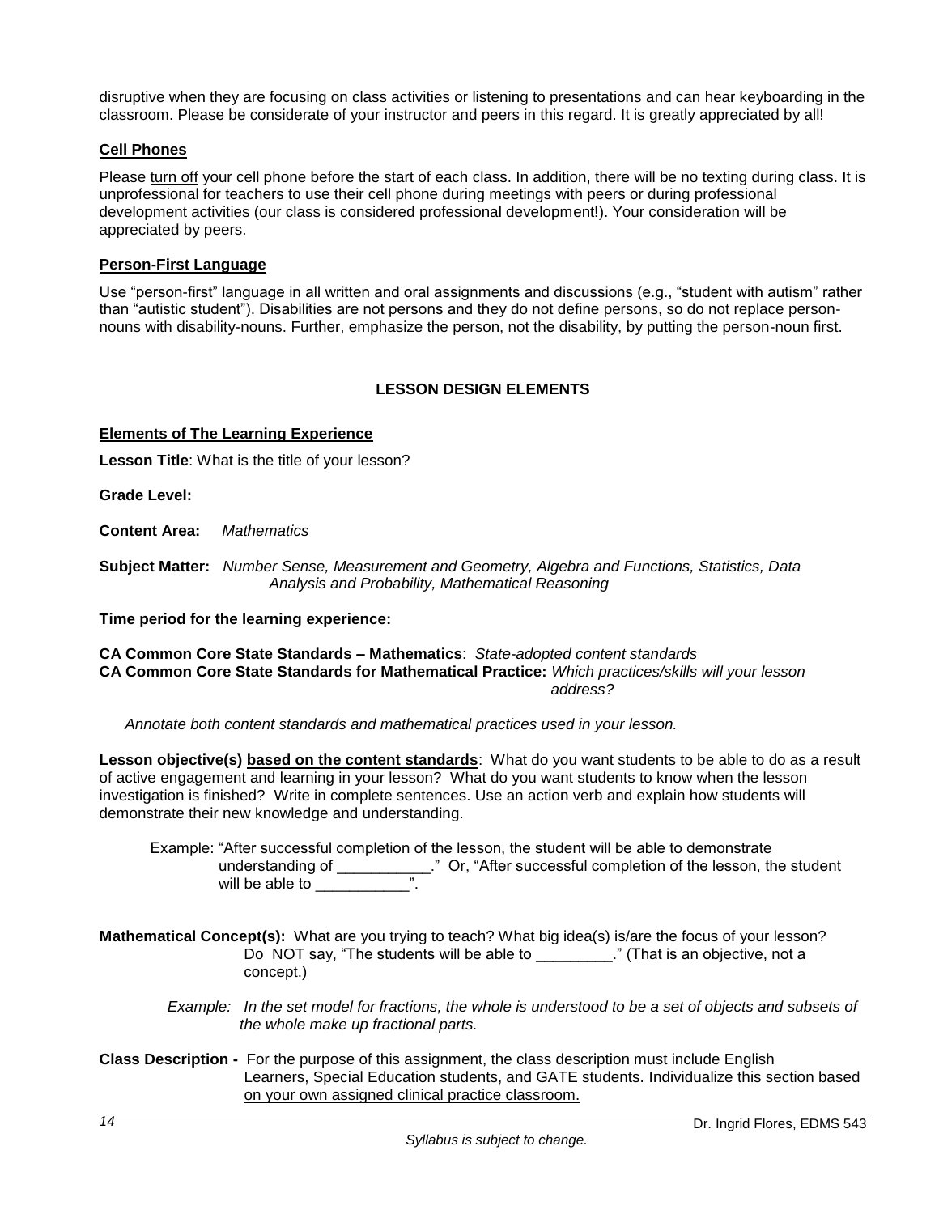disruptive when they are focusing on class activities or listening to presentations and can hear keyboarding in the classroom. Please be considerate of your instructor and peers in this regard. It is greatly appreciated by all!

### Cell Phones

Please turn off your cell phone before the start of each class. In addition, there will be no texting during class. It is unprofessional for teachers to use their cell phone during meetings with peers or during professional development activities (our class is considered professional development!). Your consideration will be appreciated by peers.

### Person-First Language

Use "person-first" language in all written and oral assignments and discussions (e.g., "student with autism" rather than "autistic student"). Disabilities are not persons and they do not define persons, so do not replace person-nouns with disability-nouns. Further, emphasize the person, not the disability, by putting the person-noun first.

## LESSON DESIGN ELEMENTS

### Elements of The Learning Experience

**Lesson Title**: What is the title of your lesson?

**Grade Level:**

**Content Area:** *Mathematics*

**Subject Matter:** *Number Sense, Measurement and Geometry, Algebra and Functions, Statistics, Data Analysis and Probability, Mathematical Reasoning*

**Time period for the learning experience:**

**CA Common Core State Standards – Mathematics**: *State-adopted content standards*
**CA Common Core State Standards for Mathematical Practice:** *Which practices/skills will your lesson address?*

*Annotate both content standards and mathematical practices used in your lesson.*

**Lesson objective(s) based on the content standards**: What do you want students to be able to do as a result of active engagement and learning in your lesson? What do you want students to know when the lesson investigation is finished? Write in complete sentences. Use an action verb and explain how students will demonstrate their new knowledge and understanding.

Example: "After successful completion of the lesson, the student will be able to demonstrate understanding of ___________." Or, "After successful completion of the lesson, the student will be able to ___________".

**Mathematical Concept(s):** What are you trying to teach? What big idea(s) is/are the focus of your lesson? Do NOT say, "The students will be able to _________." (That is an objective, not a concept.)

*Example: In the set model for fractions, the whole is understood to be a set of objects and subsets of the whole make up fractional parts.*

**Class Description -** For the purpose of this assignment, the class description must include English Learners, Special Education students, and GATE students. Individualize this section based on your own assigned clinical practice classroom.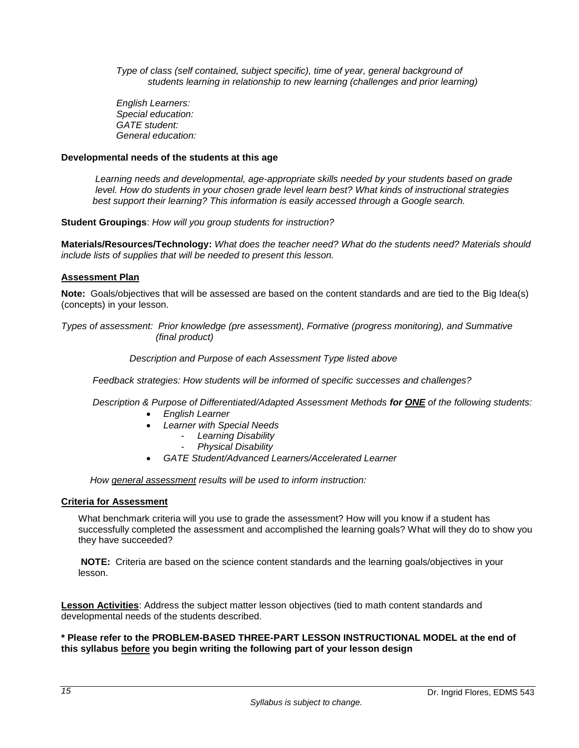*Type of class (self contained, subject specific), time of year, general background of students learning in relationship to new learning (challenges and prior learning)*

*English Learners:*
*Special education:*
*GATE student:*
*General education:*

**Developmental needs of the students at this age**

*Learning needs and developmental, age-appropriate skills needed by your students based on grade level. How do students in your chosen grade level learn best? What kinds of instructional strategies best support their learning? This information is easily accessed through a Google search.*

**Student Groupings**: *How will you group students for instruction?*

**Materials/Resources/Technology:** *What does the teacher need? What do the students need? Materials should include lists of supplies that will be needed to present this lesson.*

**<u>Assessment Plan</u>**

**Note:** Goals/objectives that will be assessed are based on the content standards and are tied to the Big Idea(s) (concepts) in your lesson.

*Types of assessment: Prior knowledge (pre assessment), Formative (progress monitoring), and Summative (final product)*

*Description and Purpose of each Assessment Type listed above*

*Feedback strategies: How students will be informed of specific successes and challenges?*

*Description & Purpose of Differentiated/Adapted Assessment Methods **for <u>ONE</u>** of the following students:*

- *English Learner*
- *Learner with Special Needs*
    - *Learning Disability*
    - *Physical Disability*
- *GATE Student/Advanced Learners/Accelerated Learner*

*How <u>general assessment</u> results will be used to inform instruction:*

**<u>Criteria for Assessment</u>**

What benchmark criteria will you use to grade the assessment? How will you know if a student has successfully completed the assessment and accomplished the learning goals? What will they do to show you they have succeeded?

**NOTE:** Criteria are based on the science content standards and the learning goals/objectives in your lesson.

**<u>Lesson Activities</u>**: Address the subject matter lesson objectives (tied to math content standards and developmental needs of the students described.

**\* Please refer to the PROBLEM-BASED THREE-PART LESSON INSTRUCTIONAL MODEL at the end of this syllabus <u>before</u> you begin writing the following part of your lesson design**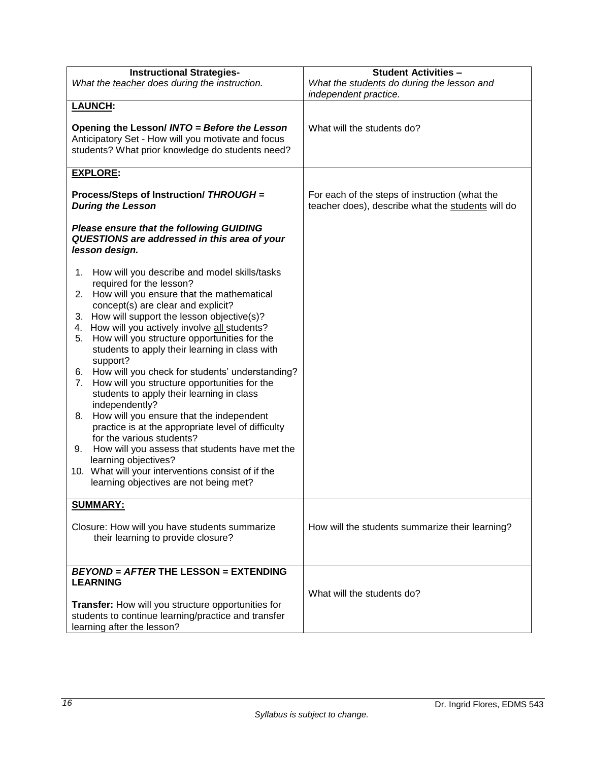| **Instructional Strategies-**<br>*What the* *teacher* *does during the instruction.* | **Student Activities –**<br>*What the* *students* *do during the lesson and independent practice.* |
|---|---|
| **LAUNCH:**<br><br>**Opening the Lesson/ *INTO = Before the Lesson***<br>Anticipatory Set - How will you motivate and focus students? What prior knowledge do students need? | What will the students do? |
| **EXPLORE:**<br><br>**Process/Steps of Instruction/ *THROUGH = During the Lesson***<br><br>***Please ensure that the following GUIDING QUESTIONS are addressed in this area of your lesson design.***<br><br>1. How will you describe and model skills/tasks required for the lesson?<br>2. How will you ensure that the mathematical concept(s) are clear and explicit?<br>3. How will support the lesson objective(s)?<br>4. How will you actively involve all students?<br>5. How will you structure opportunities for the students to apply their learning in class with support?<br>6. How will you check for students' understanding?<br>7. How will you structure opportunities for the students to apply their learning in class independently?<br>8. How will you ensure that the independent practice is at the appropriate level of difficulty for the various students?<br>9. How will you assess that students have met the learning objectives?<br>10. What will your interventions consist of if the learning objectives are not being met? | For each of the steps of instruction (what the teacher does), describe what the students will do |
| **SUMMARY:**<br><br>Closure: How will you have students summarize their learning to provide closure? | How will the students summarize their learning? |
| ***BEYOND = AFTER* THE LESSON = EXTENDING LEARNING**<br><br>**Transfer:** How will you structure opportunities for students to continue learning/practice and transfer learning after the lesson? | What will the students do? |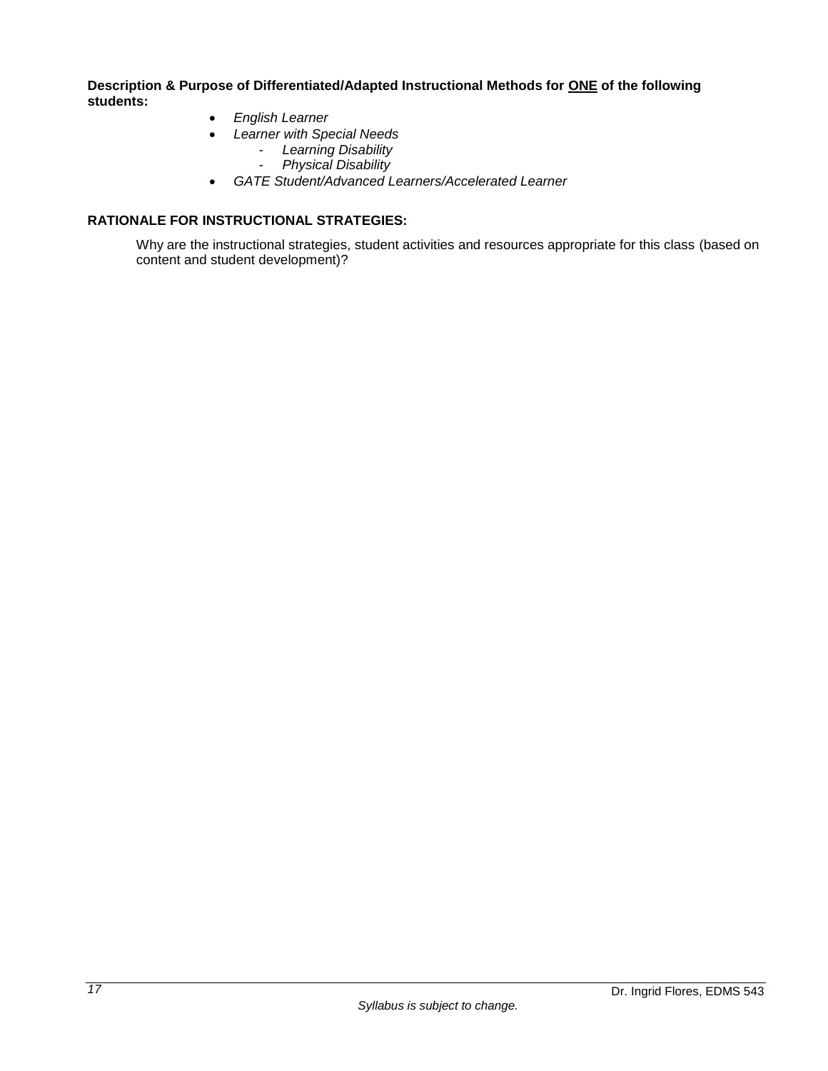**Description & Purpose of Differentiated/Adapted Instructional Methods for <u>ONE</u> of the following students:**

- *English Learner*
- *Learner with Special Needs*
  - *Learning Disability*
  - *Physical Disability*
- *GATE Student/Advanced Learners/Accelerated Learner*

**RATIONALE FOR INSTRUCTIONAL STRATEGIES:**

Why are the instructional strategies, student activities and resources appropriate for this class (based on content and student development)?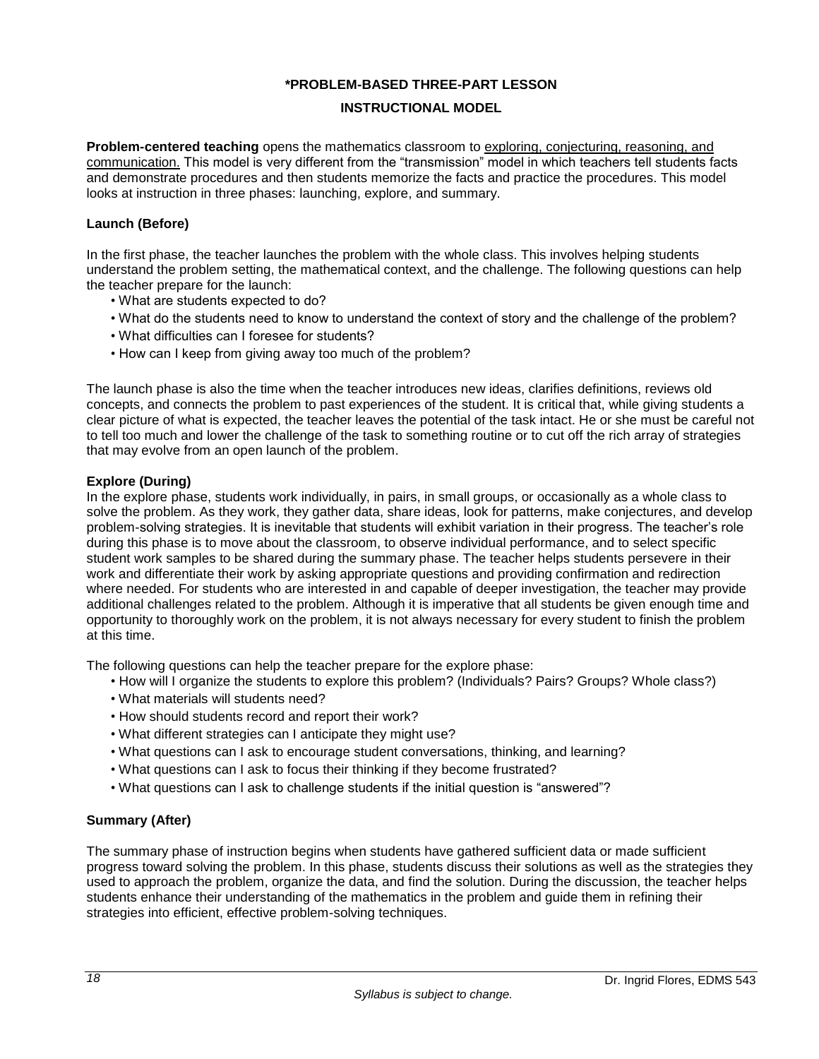# *PROBLEM-BASED THREE-PART LESSON

## INSTRUCTIONAL MODEL

**Problem-centered teaching** opens the mathematics classroom to <u>exploring, conjecturing, reasoning, and communication.</u> This model is very different from the "transmission" model in which teachers tell students facts and demonstrate procedures and then students memorize the facts and practice the procedures. This model looks at instruction in three phases: launching, explore, and summary.

### Launch (Before)

In the first phase, the teacher launches the problem with the whole class. This involves helping students understand the problem setting, the mathematical context, and the challenge. The following questions can help the teacher prepare for the launch:

- What are students expected to do?
- What do the students need to know to understand the context of story and the challenge of the problem?
- What difficulties can I foresee for students?
- How can I keep from giving away too much of the problem?

The launch phase is also the time when the teacher introduces new ideas, clarifies definitions, reviews old concepts, and connects the problem to past experiences of the student. It is critical that, while giving students a clear picture of what is expected, the teacher leaves the potential of the task intact. He or she must be careful not to tell too much and lower the challenge of the task to something routine or to cut off the rich array of strategies that may evolve from an open launch of the problem.

### Explore (During)

In the explore phase, students work individually, in pairs, in small groups, or occasionally as a whole class to solve the problem. As they work, they gather data, share ideas, look for patterns, make conjectures, and develop problem-solving strategies. It is inevitable that students will exhibit variation in their progress. The teacher's role during this phase is to move about the classroom, to observe individual performance, and to select specific student work samples to be shared during the summary phase. The teacher helps students persevere in their work and differentiate their work by asking appropriate questions and providing confirmation and redirection where needed. For students who are interested in and capable of deeper investigation, the teacher may provide additional challenges related to the problem. Although it is imperative that all students be given enough time and opportunity to thoroughly work on the problem, it is not always necessary for every student to finish the problem at this time.

The following questions can help the teacher prepare for the explore phase:

- How will I organize the students to explore this problem? (Individuals? Pairs? Groups? Whole class?)
- What materials will students need?
- How should students record and report their work?
- What different strategies can I anticipate they might use?
- What questions can I ask to encourage student conversations, thinking, and learning?
- What questions can I ask to focus their thinking if they become frustrated?
- What questions can I ask to challenge students if the initial question is "answered"?

### Summary (After)

The summary phase of instruction begins when students have gathered sufficient data or made sufficient progress toward solving the problem. In this phase, students discuss their solutions as well as the strategies they used to approach the problem, organize the data, and find the solution. During the discussion, the teacher helps students enhance their understanding of the mathematics in the problem and guide them in refining their strategies into efficient, effective problem-solving techniques.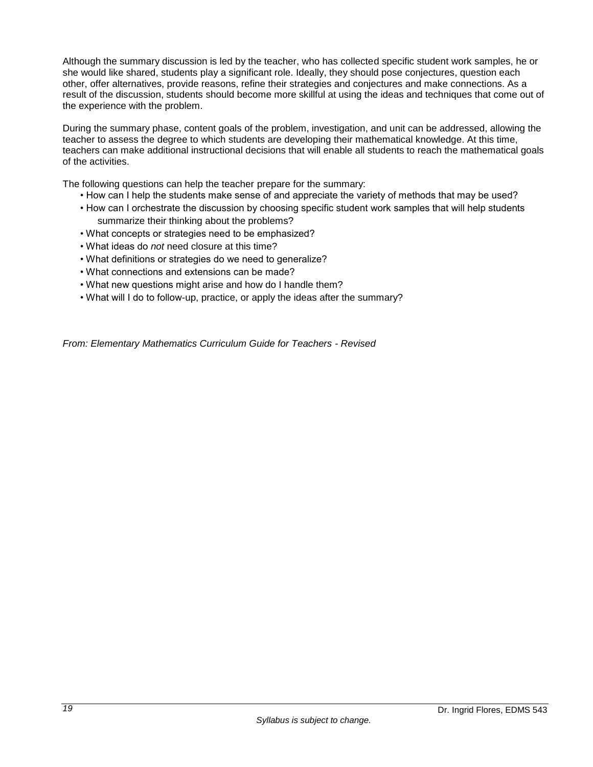Although the summary discussion is led by the teacher, who has collected specific student work samples, he or she would like shared, students play a significant role. Ideally, they should pose conjectures, question each other, offer alternatives, provide reasons, refine their strategies and conjectures and make connections. As a result of the discussion, students should become more skillful at using the ideas and techniques that come out of the experience with the problem.

During the summary phase, content goals of the problem, investigation, and unit can be addressed, allowing the teacher to assess the degree to which students are developing their mathematical knowledge. At this time, teachers can make additional instructional decisions that will enable all students to reach the mathematical goals of the activities.

The following questions can help the teacher prepare for the summary:

- How can I help the students make sense of and appreciate the variety of methods that may be used?
- How can I orchestrate the discussion by choosing specific student work samples that will help students summarize their thinking about the problems?
- What concepts or strategies need to be emphasized?
- What ideas do *not* need closure at this time?
- What definitions or strategies do we need to generalize?
- What connections and extensions can be made?
- What new questions might arise and how do I handle them?
- What will I do to follow-up, practice, or apply the ideas after the summary?

*From: Elementary Mathematics Curriculum Guide for Teachers - Revised*